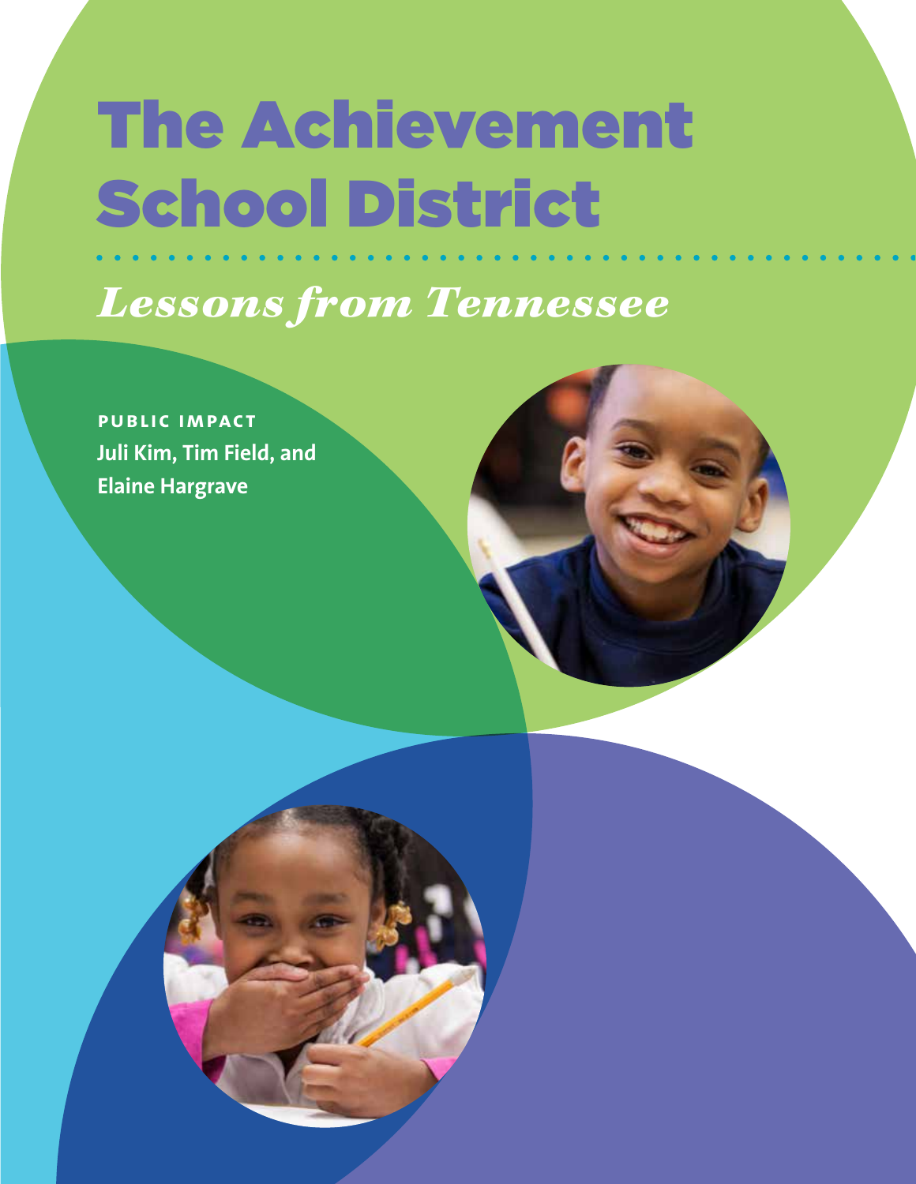# The Achievement School District

*Lessons from Tennessee*

**PUBLIC IMPACT**
**Juli Kim, Tim Field, and Elaine Hargrave**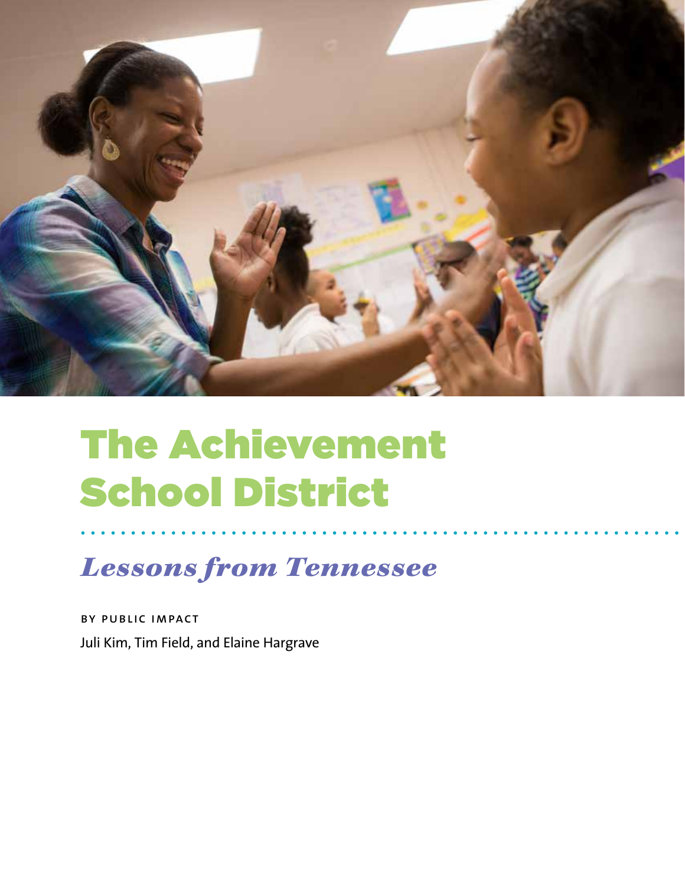# The Achievement School District

## *Lessons from Tennessee*

BY PUBLIC IMPACT

Juli Kim, Tim Field, and Elaine Hargrave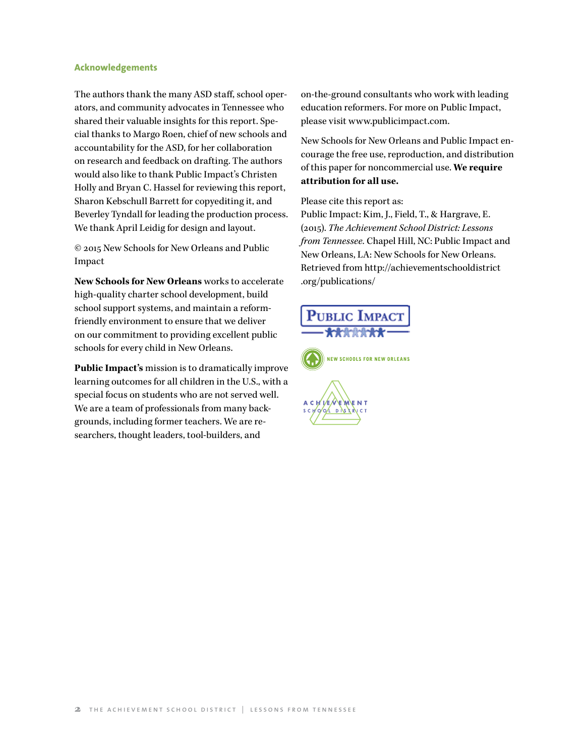## Acknowledgements

The authors thank the many ASD staff, school operators, and community advocates in Tennessee who shared their valuable insights for this report. Special thanks to Margo Roen, chief of new schools and accountability for the ASD, for her collaboration on research and feedback on drafting. The authors would also like to thank Public Impact's Christen Holly and Bryan C. Hassel for reviewing this report, Sharon Kebschull Barrett for copyediting it, and Beverley Tyndall for leading the production process. We thank April Leidig for design and layout.

© 2015 New Schools for New Orleans and Public Impact

**New Schools for New Orleans** works to accelerate high-quality charter school development, build school support systems, and maintain a reform-friendly environment to ensure that we deliver on our commitment to providing excellent public schools for every child in New Orleans.

**Public Impact's** mission is to dramatically improve learning outcomes for all children in the U.S., with a special focus on students who are not served well. We are a team of professionals from many backgrounds, including former teachers. We are researchers, thought leaders, tool-builders, and on-the-ground consultants who work with leading education reformers. For more on Public Impact, please visit www.publicimpact.com.

New Schools for New Orleans and Public Impact encourage the free use, reproduction, and distribution of this paper for noncommercial use. **We require attribution for all use.**

Please cite this report as:
Public Impact: Kim, J., Field, T., & Hargrave, E. (2015). *The Achievement School District: Lessons from Tennessee.* Chapel Hill, NC: Public Impact and New Orleans, LA: New Schools for New Orleans. Retrieved from http://achievementschooldistrict.org/publications/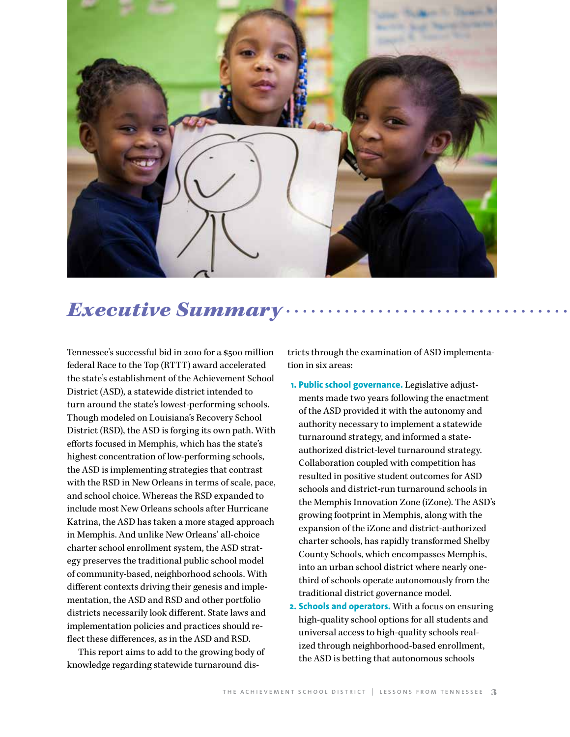# *Executive Summary*

Tennessee's successful bid in 2010 for a $500 million federal Race to the Top (RTTT) award accelerated the state's establishment of the Achievement School District (ASD), a statewide district intended to turn around the state's lowest-performing schools. Though modeled on Louisiana's Recovery School District (RSD), the ASD is forging its own path. With efforts focused in Memphis, which has the state's highest concentration of low-performing schools, the ASD is implementing strategies that contrast with the RSD in New Orleans in terms of scale, pace, and school choice. Whereas the RSD expanded to include most New Orleans schools after Hurricane Katrina, the ASD has taken a more staged approach in Memphis. And unlike New Orleans' all-choice charter school enrollment system, the ASD strategy preserves the traditional public school model of community-based, neighborhood schools. With different contexts driving their genesis and implementation, the ASD and RSD and other portfolio districts necessarily look different. State laws and implementation policies and practices should reflect these differences, as in the ASD and RSD.

This report aims to add to the growing body of knowledge regarding statewide turnaround districts through the examination of ASD implementation in six areas:

1. **Public school governance.** Legislative adjustments made two years following the enactment of the ASD provided it with the autonomy and authority necessary to implement a statewide turnaround strategy, and informed a state-authorized district-level turnaround strategy. Collaboration coupled with competition has resulted in positive student outcomes for ASD schools and district-run turnaround schools in the Memphis Innovation Zone (iZone). The ASD's growing footprint in Memphis, along with the expansion of the iZone and district-authorized charter schools, has rapidly transformed Shelby County Schools, which encompasses Memphis, into an urban school district where nearly one-third of schools operate autonomously from the traditional district governance model.
2. **Schools and operators.** With a focus on ensuring high-quality school options for all students and universal access to high-quality schools realized through neighborhood-based enrollment, the ASD is betting that autonomous schools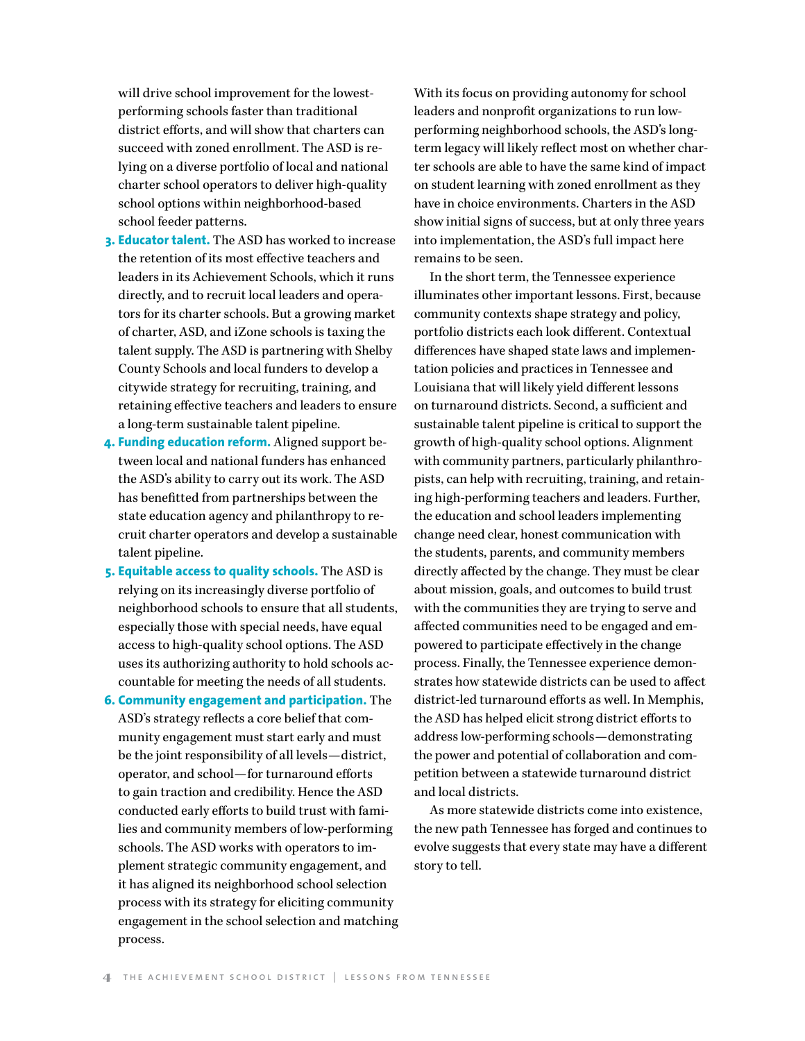will drive school improvement for the lowest-performing schools faster than traditional district efforts, and will show that charters can succeed with zoned enrollment. The ASD is relying on a diverse portfolio of local and national charter school operators to deliver high-quality school options within neighborhood-based school feeder patterns.

3. **Educator talent.** The ASD has worked to increase the retention of its most effective teachers and leaders in its Achievement Schools, which it runs directly, and to recruit local leaders and operators for its charter schools. But a growing market of charter, ASD, and iZone schools is taxing the talent supply. The ASD is partnering with Shelby County Schools and local funders to develop a citywide strategy for recruiting, training, and retaining effective teachers and leaders to ensure a long-term sustainable talent pipeline.
4. **Funding education reform.** Aligned support between local and national funders has enhanced the ASD's ability to carry out its work. The ASD has benefitted from partnerships between the state education agency and philanthropy to recruit charter operators and develop a sustainable talent pipeline.
5. **Equitable access to quality schools.** The ASD is relying on its increasingly diverse portfolio of neighborhood schools to ensure that all students, especially those with special needs, have equal access to high-quality school options. The ASD uses its authorizing authority to hold schools accountable for meeting the needs of all students.
6. **Community engagement and participation.** The ASD's strategy reflects a core belief that community engagement must start early and must be the joint responsibility of all levels—district, operator, and school—for turnaround efforts to gain traction and credibility. Hence the ASD conducted early efforts to build trust with families and community members of low-performing schools. The ASD works with operators to implement strategic community engagement, and it has aligned its neighborhood school selection process with its strategy for eliciting community engagement in the school selection and matching process.

With its focus on providing autonomy for school leaders and nonprofit organizations to run low-performing neighborhood schools, the ASD's long-term legacy will likely reflect most on whether charter schools are able to have the same kind of impact on student learning with zoned enrollment as they have in choice environments. Charters in the ASD show initial signs of success, but at only three years into implementation, the ASD's full impact here remains to be seen.

In the short term, the Tennessee experience illuminates other important lessons. First, because community contexts shape strategy and policy, portfolio districts each look different. Contextual differences have shaped state laws and implementation policies and practices in Tennessee and Louisiana that will likely yield different lessons on turnaround districts. Second, a sufficient and sustainable talent pipeline is critical to support the growth of high-quality school options. Alignment with community partners, particularly philanthropists, can help with recruiting, training, and retaining high-performing teachers and leaders. Further, the education and school leaders implementing change need clear, honest communication with the students, parents, and community members directly affected by the change. They must be clear about mission, goals, and outcomes to build trust with the communities they are trying to serve and affected communities need to be engaged and empowered to participate effectively in the change process. Finally, the Tennessee experience demonstrates how statewide districts can be used to affect district-led turnaround efforts as well. In Memphis, the ASD has helped elicit strong district efforts to address low-performing schools—demonstrating the power and potential of collaboration and competition between a statewide turnaround district and local districts.

As more statewide districts come into existence, the new path Tennessee has forged and continues to evolve suggests that every state may have a different story to tell.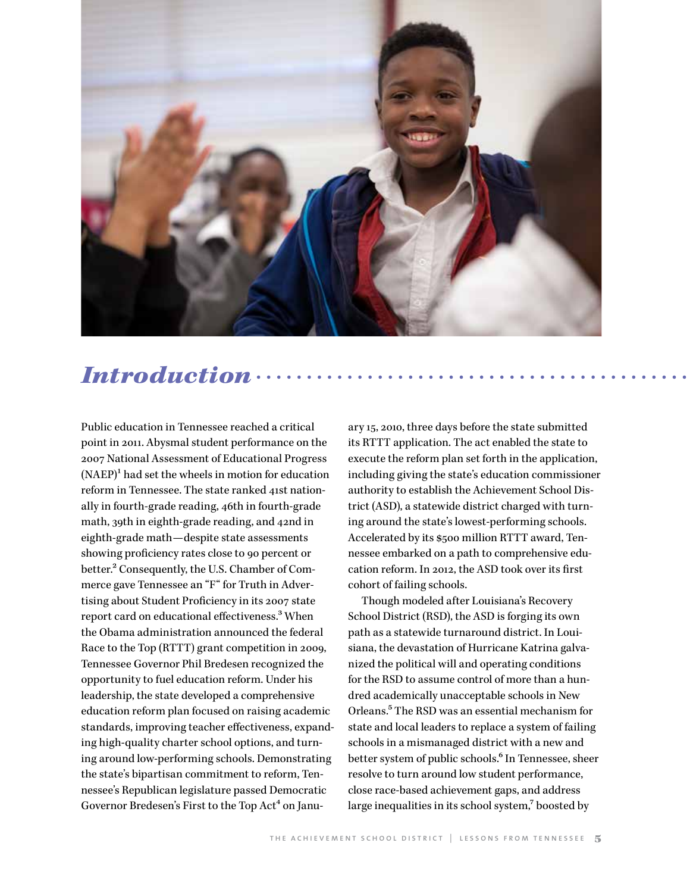# *Introduction*

Public education in Tennessee reached a critical point in 2011. Abysmal student performance on the 2007 National Assessment of Educational Progress (NAEP)[1] had set the wheels in motion for education reform in Tennessee. The state ranked 41st nationally in fourth-grade reading, 46th in fourth-grade math, 39th in eighth-grade reading, and 42nd in eighth-grade math—despite state assessments showing proficiency rates close to 90 percent or better.[2] Consequently, the U.S. Chamber of Commerce gave Tennessee an "F" for Truth in Advertising about Student Proficiency in its 2007 state report card on educational effectiveness.[3] When the Obama administration announced the federal Race to the Top (RTTT) grant competition in 2009, Tennessee Governor Phil Bredesen recognized the opportunity to fuel education reform. Under his leadership, the state developed a comprehensive education reform plan focused on raising academic standards, improving teacher effectiveness, expanding high-quality charter school options, and turning around low-performing schools. Demonstrating the state's bipartisan commitment to reform, Tennessee's Republican legislature passed Democratic Governor Bredesen's First to the Top Act[4] on January 15, 2010, three days before the state submitted its RTTT application. The act enabled the state to execute the reform plan set forth in the application, including giving the state's education commissioner authority to establish the Achievement School District (ASD), a statewide district charged with turning around the state's lowest-performing schools. Accelerated by its $500 million RTTT award, Tennessee embarked on a path to comprehensive education reform. In 2012, the ASD took over its first cohort of failing schools.

Though modeled after Louisiana's Recovery School District (RSD), the ASD is forging its own path as a statewide turnaround district. In Louisiana, the devastation of Hurricane Katrina galvanized the political will and operating conditions for the RSD to assume control of more than a hundred academically unacceptable schools in New Orleans.[5] The RSD was an essential mechanism for state and local leaders to replace a system of failing schools in a mismanaged district with a new and better system of public schools.[6] In Tennessee, sheer resolve to turn around low student performance, close race-based achievement gaps, and address large inequalities in its school system,[7] boosted by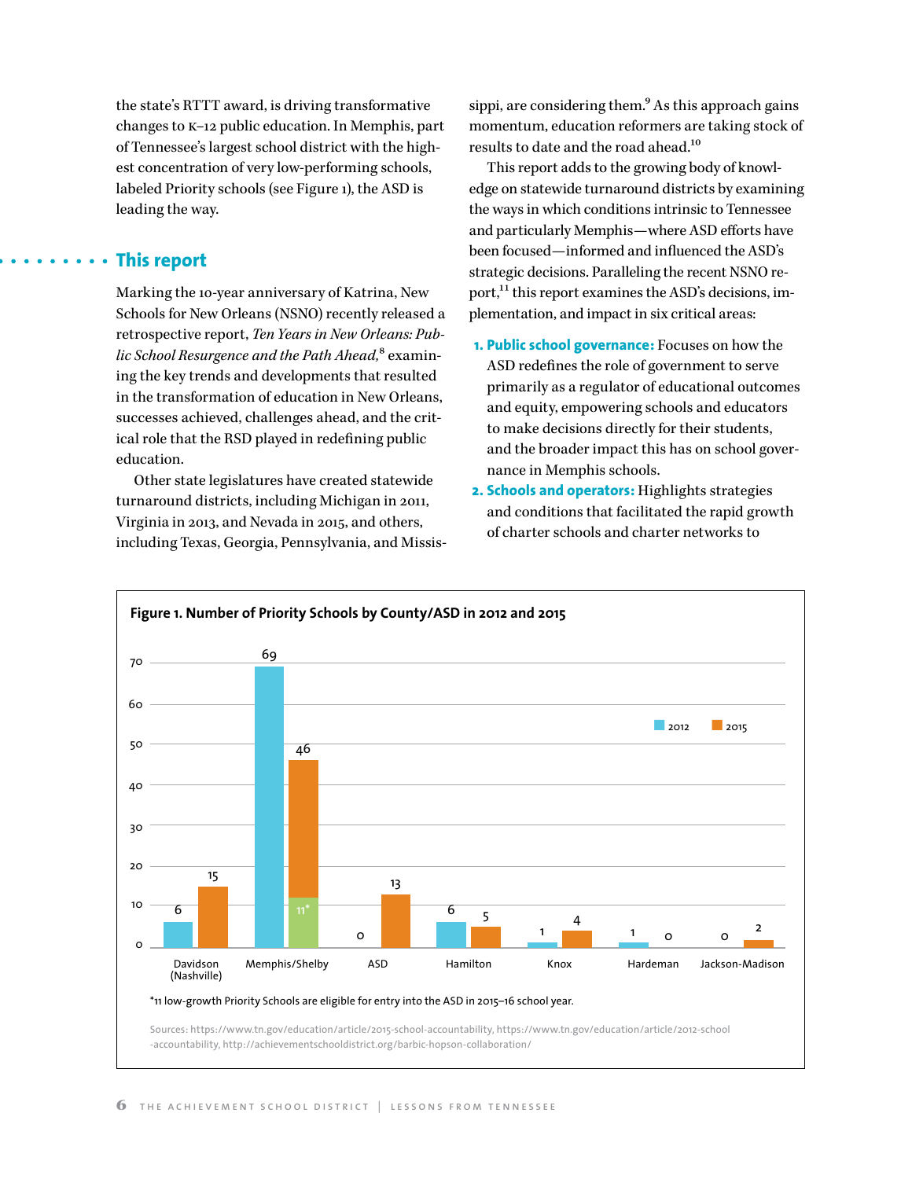the state's RTTT award, is driving transformative changes to K–12 public education. In Memphis, part of Tennessee's largest school district with the highest concentration of very low-performing schools, labeled Priority schools (see Figure 1), the ASD is leading the way.

## This report

Marking the 10-year anniversary of Katrina, New Schools for New Orleans (NSNO) recently released a retrospective report, *Ten Years in New Orleans: Public School Resurgence and the Path Ahead,*[8] examining the key trends and developments that resulted in the transformation of education in New Orleans, successes achieved, challenges ahead, and the critical role that the RSD played in redefining public education.

Other state legislatures have created statewide turnaround districts, including Michigan in 2011, Virginia in 2013, and Nevada in 2015, and others, including Texas, Georgia, Pennsylvania, and Mississippi, are considering them.[9] As this approach gains momentum, education reformers are taking stock of results to date and the road ahead.[10]

This report adds to the growing body of knowledge on statewide turnaround districts by examining the ways in which conditions intrinsic to Tennessee and particularly Memphis—where ASD efforts have been focused—informed and influenced the ASD's strategic decisions. Paralleling the recent NSNO report,[11] this report examines the ASD's decisions, implementation, and impact in six critical areas:

1. **Public school governance:** Focuses on how the ASD redefines the role of government to serve primarily as a regulator of educational outcomes and equity, empowering schools and educators to make decisions directly for their students, and the broader impact this has on school governance in Memphis schools.
2. **Schools and operators:** Highlights strategies and conditions that facilitated the rapid growth of charter schools and charter networks to

**Figure 1. Number of Priority Schools by County/ASD in 2012 and 2015**

| County/ASD | 2012 | 2015 |
|---|---|---|
| Davidson (Nashville) | 6 | 15 |
| Memphis/Shelby | 69 | 46 (11*) |
| ASD | 0 | 13 |
| Hamilton | 6 | 5 |
| Knox | 1 | 4 |
| Hardeman | 1 | 0 |
| Jackson-Madison | 0 | 2 |

*11 low-growth Priority Schools are eligible for entry into the ASD in 2015–16 school year.

Sources: https://www.tn.gov/education/article/2015-school-accountability, https://www.tn.gov/education/article/2012-school-accountability, http://achievementschooldistrict.org/barbic-hopson-collaboration/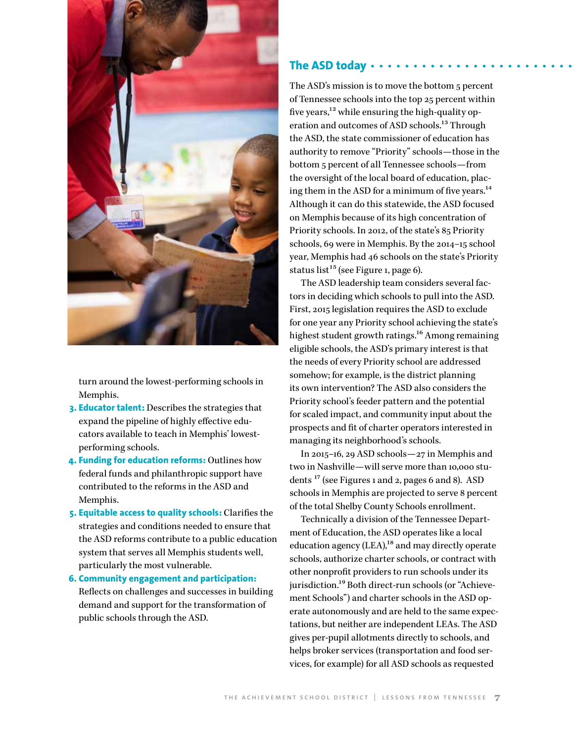turn around the lowest-performing schools in Memphis.

3. **Educator talent:** Describes the strategies that expand the pipeline of highly effective educators available to teach in Memphis' lowest-performing schools.
4. **Funding for education reforms:** Outlines how federal funds and philanthropic support have contributed to the reforms in the ASD and Memphis.
5. **Equitable access to quality schools:** Clarifies the strategies and conditions needed to ensure that the ASD reforms contribute to a public education system that serves all Memphis students well, particularly the most vulnerable.
6. **Community engagement and participation:** Reflects on challenges and successes in building demand and support for the transformation of public schools through the ASD.

## The ASD today

The ASD's mission is to move the bottom 5 percent of Tennessee schools into the top 25 percent within five years,[12] while ensuring the high-quality operation and outcomes of ASD schools.[13] Through the ASD, the state commissioner of education has authority to remove "Priority" schools—those in the bottom 5 percent of all Tennessee schools—from the oversight of the local board of education, placing them in the ASD for a minimum of five years.[14] Although it can do this statewide, the ASD focused on Memphis because of its high concentration of Priority schools. In 2012, of the state's 85 Priority schools, 69 were in Memphis. By the 2014–15 school year, Memphis had 46 schools on the state's Priority status list[15] (see Figure 1, page 6).

The ASD leadership team considers several factors in deciding which schools to pull into the ASD. First, 2015 legislation requires the ASD to exclude for one year any Priority school achieving the state's highest student growth ratings.[16] Among remaining eligible schools, the ASD's primary interest is that the needs of every Priority school are addressed somehow; for example, is the district planning its own intervention? The ASD also considers the Priority school's feeder pattern and the potential for scaled impact, and community input about the prospects and fit of charter operators interested in managing its neighborhood's schools.

In 2015–16, 29 ASD schools—27 in Memphis and two in Nashville—will serve more than 10,000 students [17] (see Figures 1 and 2, pages 6 and 8). ASD schools in Memphis are projected to serve 8 percent of the total Shelby County Schools enrollment.

Technically a division of the Tennessee Department of Education, the ASD operates like a local education agency (LEA),[18] and may directly operate schools, authorize charter schools, or contract with other nonprofit providers to run schools under its jurisdiction.[19] Both direct-run schools (or "Achievement Schools") and charter schools in the ASD operate autonomously and are held to the same expectations, but neither are independent LEAs. The ASD gives per-pupil allotments directly to schools, and helps broker services (transportation and food services, for example) for all ASD schools as requested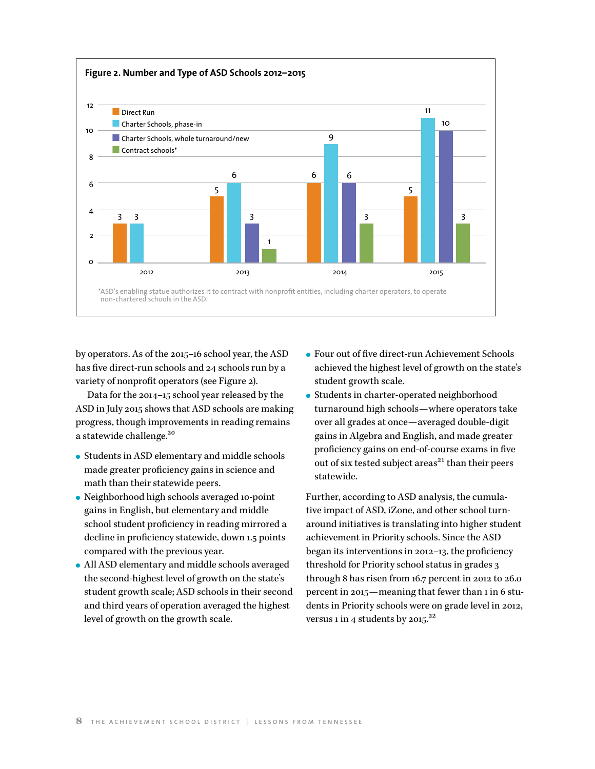**Figure 2. Number and Type of ASD Schools 2012–2015**

| | 2012 | 2013 | 2014 | 2015 |
|---|---|---|---|---|
| Direct Run | 3 | 5 | 6 | 5 |
| Charter Schools, phase-in | 3 | 6 | 9 | 11 |
| Charter Schools, whole turnaround/new | | 3 | 6 | 10 |
| Contract schools* | | 1 | 3 | 3 |

*ASD's enabling statue authorizes it to contract with nonprofit entities, including charter operators, to operate non-chartered schools in the ASD.

by operators. As of the 2015–16 school year, the ASD has five direct-run schools and 24 schools run by a variety of nonprofit operators (see Figure 2).

Data for the 2014–15 school year released by the ASD in July 2015 shows that ASD schools are making progress, though improvements in reading remains a statewide challenge.[20]

- Students in ASD elementary and middle schools made greater proficiency gains in science and math than their statewide peers.
- Neighborhood high schools averaged 10-point gains in English, but elementary and middle school student proficiency in reading mirrored a decline in proficiency statewide, down 1.5 points compared with the previous year.
- All ASD elementary and middle schools averaged the second-highest level of growth on the state's student growth scale; ASD schools in their second and third years of operation averaged the highest level of growth on the growth scale.
- Four out of five direct-run Achievement Schools achieved the highest level of growth on the state's student growth scale.
- Students in charter-operated neighborhood turnaround high schools—where operators take over all grades at once—averaged double-digit gains in Algebra and English, and made greater proficiency gains on end-of-course exams in five out of six tested subject areas[21] than their peers statewide.

Further, according to ASD analysis, the cumulative impact of ASD, iZone, and other school turnaround initiatives is translating into higher student achievement in Priority schools. Since the ASD began its interventions in 2012–13, the proficiency threshold for Priority school status in grades 3 through 8 has risen from 16.7 percent in 2012 to 26.0 percent in 2015—meaning that fewer than 1 in 6 students in Priority schools were on grade level in 2012, versus 1 in 4 students by 2015.[22]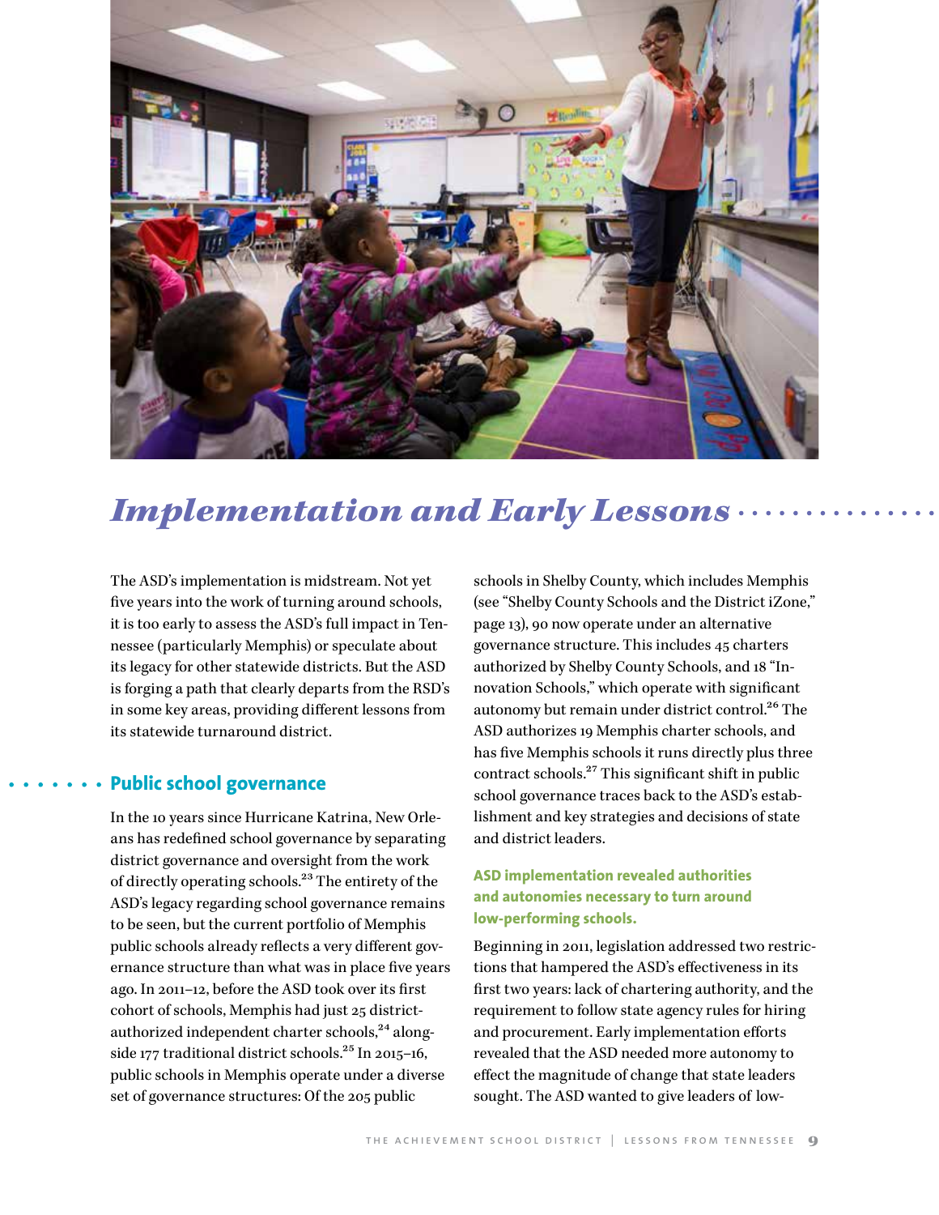# *Implementation and Early Lessons*

The ASD's implementation is midstream. Not yet five years into the work of turning around schools, it is too early to assess the ASD's full impact in Tennessee (particularly Memphis) or speculate about its legacy for other statewide districts. But the ASD is forging a path that clearly departs from the RSD's in some key areas, providing different lessons from its statewide turnaround district.

## Public school governance

In the 10 years since Hurricane Katrina, New Orleans has redefined school governance by separating district governance and oversight from the work of directly operating schools.[23] The entirety of the ASD's legacy regarding school governance remains to be seen, but the current portfolio of Memphis public schools already reflects a very different governance structure than what was in place five years ago. In 2011–12, before the ASD took over its first cohort of schools, Memphis had just 25 district-authorized independent charter schools,[24] alongside 177 traditional district schools.[25] In 2015–16, public schools in Memphis operate under a diverse set of governance structures: Of the 205 public schools in Shelby County, which includes Memphis (see "Shelby County Schools and the District iZone," page 13), 90 now operate under an alternative governance structure. This includes 45 charters authorized by Shelby County Schools, and 18 "Innovation Schools," which operate with significant autonomy but remain under district control.[26] The ASD authorizes 19 Memphis charter schools, and has five Memphis schools it runs directly plus three contract schools.[27] This significant shift in public school governance traces back to the ASD's establishment and key strategies and decisions of state and district leaders.

### ASD implementation revealed authorities and autonomies necessary to turn around low-performing schools.

Beginning in 2011, legislation addressed two restrictions that hampered the ASD's effectiveness in its first two years: lack of chartering authority, and the requirement to follow state agency rules for hiring and procurement. Early implementation efforts revealed that the ASD needed more autonomy to effect the magnitude of change that state leaders sought. The ASD wanted to give leaders of low-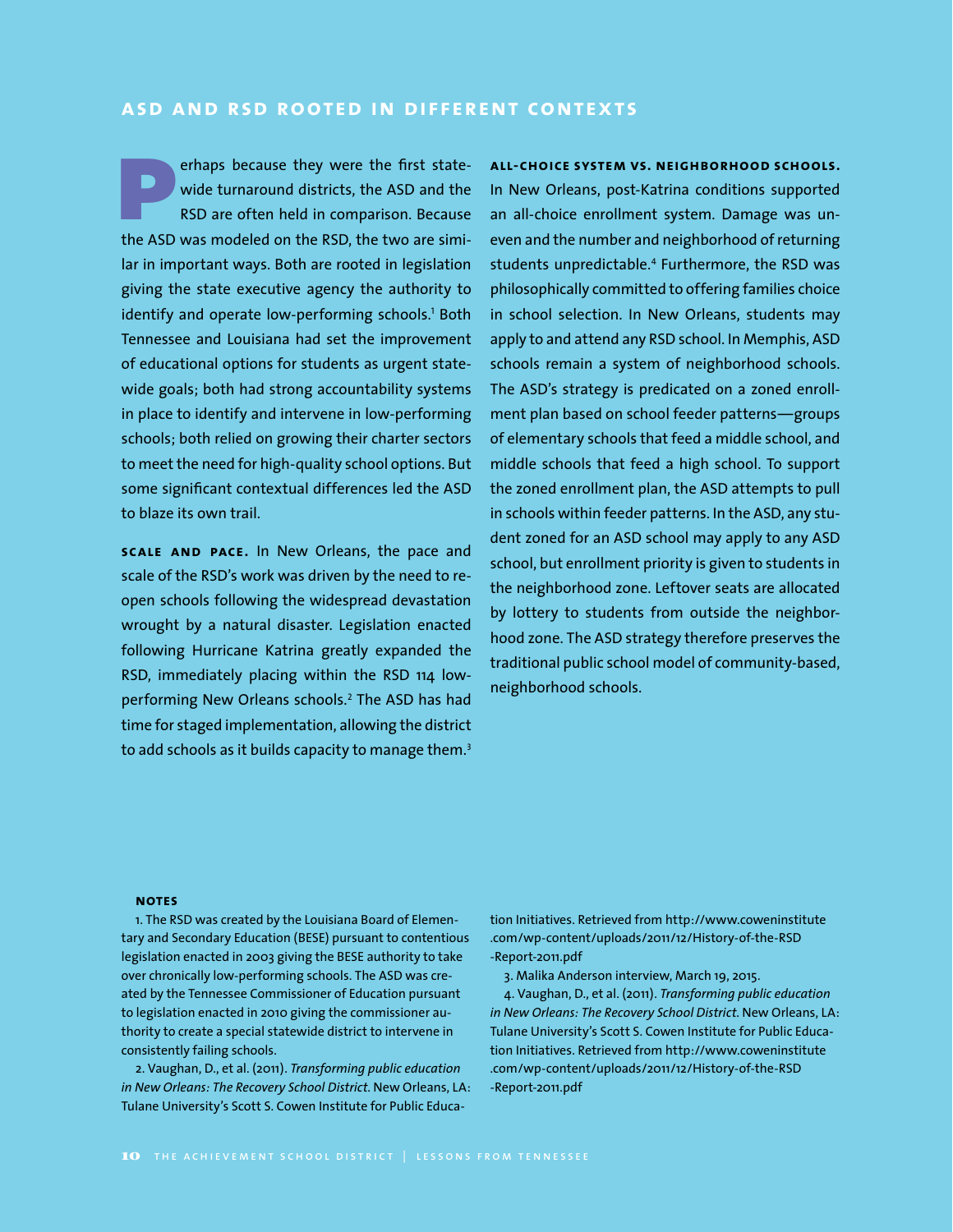## ASD AND RSD ROOTED IN DIFFERENT CONTEXTS

Perhaps because they were the first statewide turnaround districts, the ASD and the RSD are often held in comparison. Because the ASD was modeled on the RSD, the two are similar in important ways. Both are rooted in legislation giving the state executive agency the authority to identify and operate low-performing schools.[1] Both Tennessee and Louisiana had set the improvement of educational options for students as urgent statewide goals; both had strong accountability systems in place to identify and intervene in low-performing schools; both relied on growing their charter sectors to meet the need for high-quality school options. But some significant contextual differences led the ASD to blaze its own trail.

**SCALE AND PACE.** In New Orleans, the pace and scale of the RSD's work was driven by the need to reopen schools following the widespread devastation wrought by a natural disaster. Legislation enacted following Hurricane Katrina greatly expanded the RSD, immediately placing within the RSD 114 low-performing New Orleans schools.[2] The ASD has had time for staged implementation, allowing the district to add schools as it builds capacity to manage them.[3]

**ALL-CHOICE SYSTEM VS. NEIGHBORHOOD SCHOOLS.** In New Orleans, post-Katrina conditions supported an all-choice enrollment system. Damage was uneven and the number and neighborhood of returning students unpredictable.[4] Furthermore, the RSD was philosophically committed to offering families choice in school selection. In New Orleans, students may apply to and attend any RSD school. In Memphis, ASD schools remain a system of neighborhood schools. The ASD's strategy is predicated on a zoned enrollment plan based on school feeder patterns—groups of elementary schools that feed a middle school, and middle schools that feed a high school. To support the zoned enrollment plan, the ASD attempts to pull in schools within feeder patterns. In the ASD, any student zoned for an ASD school may apply to any ASD school, but enrollment priority is given to students in the neighborhood zone. Leftover seats are allocated by lottery to students from outside the neighborhood zone. The ASD strategy therefore preserves the traditional public school model of community-based, neighborhood schools.

**NOTES**

1. The RSD was created by the Louisiana Board of Elementary and Secondary Education (BESE) pursuant to contentious legislation enacted in 2003 giving the BESE authority to take over chronically low-performing schools. The ASD was created by the Tennessee Commissioner of Education pursuant to legislation enacted in 2010 giving the commissioner authority to create a special statewide district to intervene in consistently failing schools.

2. Vaughan, D., et al. (2011). *Transforming public education in New Orleans: The Recovery School District.* New Orleans, LA: Tulane University's Scott S. Cowen Institute for Public Education Initiatives. Retrieved from http://www.coweninstitute.com/wp-content/uploads/2011/12/History-of-the-RSD-Report-2011.pdf

3. Malika Anderson interview, March 19, 2015.

4. Vaughan, D., et al. (2011). *Transforming public education in New Orleans: The Recovery School District.* New Orleans, LA: Tulane University's Scott S. Cowen Institute for Public Education Initiatives. Retrieved from http://www.coweninstitute.com/wp-content/uploads/2011/12/History-of-the-RSD-Report-2011.pdf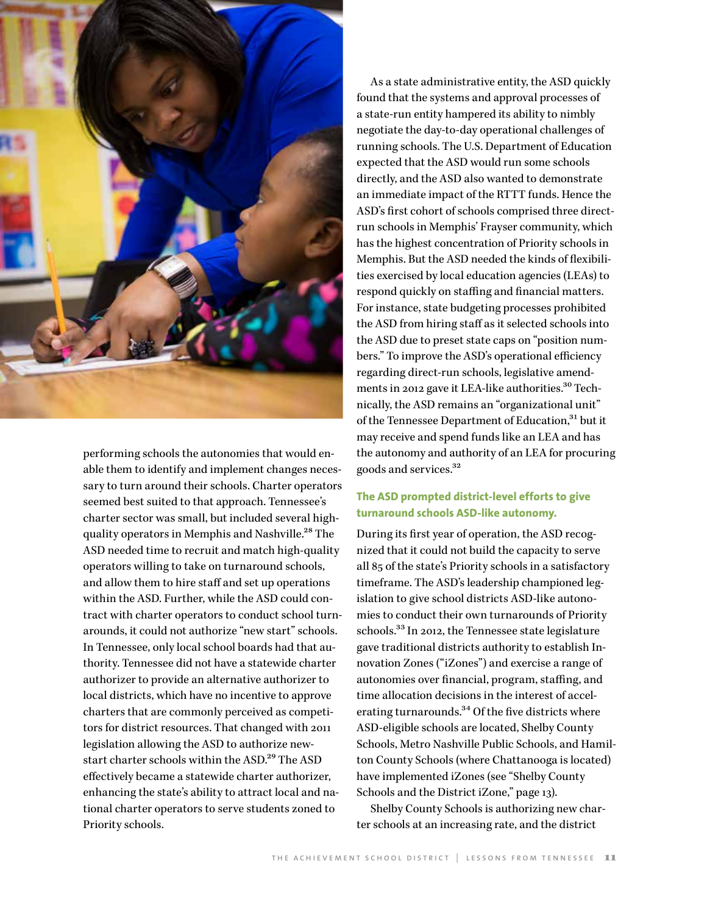performing schools the autonomies that would enable them to identify and implement changes necessary to turn around their schools. Charter operators seemed best suited to that approach. Tennessee's charter sector was small, but included several high-quality operators in Memphis and Nashville.[28] The ASD needed time to recruit and match high-quality operators willing to take on turnaround schools, and allow them to hire staff and set up operations within the ASD. Further, while the ASD could contract with charter operators to conduct school turnarounds, it could not authorize "new start" schools. In Tennessee, only local school boards had that authority. Tennessee did not have a statewide charter authorizer to provide an alternative authorizer to local districts, which have no incentive to approve charters that are commonly perceived as competitors for district resources. That changed with 2011 legislation allowing the ASD to authorize new-start charter schools within the ASD.[29] The ASD effectively became a statewide charter authorizer, enhancing the state's ability to attract local and national charter operators to serve students zoned to Priority schools.

As a state administrative entity, the ASD quickly found that the systems and approval processes of a state-run entity hampered its ability to nimbly negotiate the day-to-day operational challenges of running schools. The U.S. Department of Education expected that the ASD would run some schools directly, and the ASD also wanted to demonstrate an immediate impact of the RTTT funds. Hence the ASD's first cohort of schools comprised three direct-run schools in Memphis' Frayser community, which has the highest concentration of Priority schools in Memphis. But the ASD needed the kinds of flexibilities exercised by local education agencies (LEAs) to respond quickly on staffing and financial matters. For instance, state budgeting processes prohibited the ASD from hiring staff as it selected schools into the ASD due to preset state caps on "position numbers." To improve the ASD's operational efficiency regarding direct-run schools, legislative amendments in 2012 gave it LEA-like authorities.[30] Technically, the ASD remains an "organizational unit" of the Tennessee Department of Education,[31] but it may receive and spend funds like an LEA and has the autonomy and authority of an LEA for procuring goods and services.[32]

**The ASD prompted district-level efforts to give turnaround schools ASD-like autonomy.**

During its first year of operation, the ASD recognized that it could not build the capacity to serve all 85 of the state's Priority schools in a satisfactory timeframe. The ASD's leadership championed legislation to give school districts ASD-like autonomies to conduct their own turnarounds of Priority schools.[33] In 2012, the Tennessee state legislature gave traditional districts authority to establish Innovation Zones ("iZones") and exercise a range of autonomies over financial, program, staffing, and time allocation decisions in the interest of accelerating turnarounds.[34] Of the five districts where ASD-eligible schools are located, Shelby County Schools, Metro Nashville Public Schools, and Hamilton County Schools (where Chattanooga is located) have implemented iZones (see "Shelby County Schools and the District iZone," page 13).

Shelby County Schools is authorizing new charter schools at an increasing rate, and the district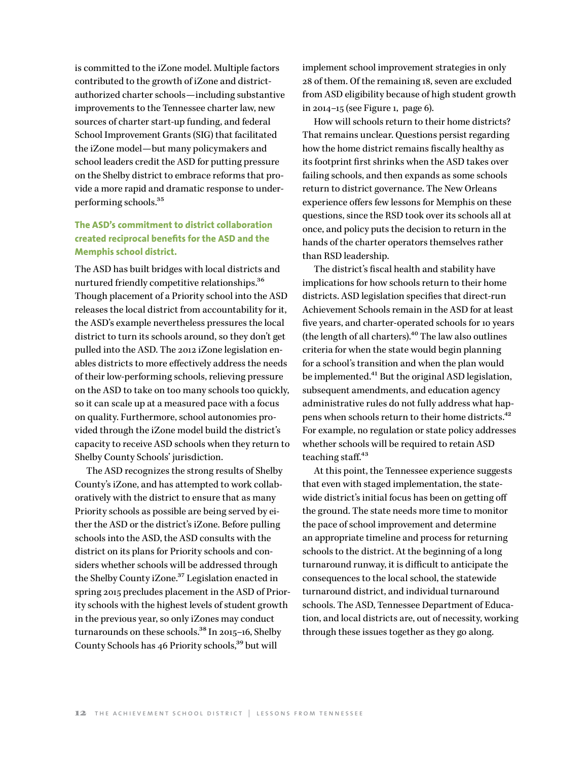is committed to the iZone model. Multiple factors contributed to the growth of iZone and district-authorized charter schools—including substantive improvements to the Tennessee charter law, new sources of charter start-up funding, and federal School Improvement Grants (SIG) that facilitated the iZone model—but many policymakers and school leaders credit the ASD for putting pressure on the Shelby district to embrace reforms that provide a more rapid and dramatic response to underperforming schools.[35]

### The ASD's commitment to district collaboration created reciprocal benefits for the ASD and the Memphis school district.

The ASD has built bridges with local districts and nurtured friendly competitive relationships.[36] Though placement of a Priority school into the ASD releases the local district from accountability for it, the ASD's example nevertheless pressures the local district to turn its schools around, so they don't get pulled into the ASD. The 2012 iZone legislation enables districts to more effectively address the needs of their low-performing schools, relieving pressure on the ASD to take on too many schools too quickly, so it can scale up at a measured pace with a focus on quality. Furthermore, school autonomies provided through the iZone model build the district's capacity to receive ASD schools when they return to Shelby County Schools' jurisdiction.

The ASD recognizes the strong results of Shelby County's iZone, and has attempted to work collaboratively with the district to ensure that as many Priority schools as possible are being served by either the ASD or the district's iZone. Before pulling schools into the ASD, the ASD consults with the district on its plans for Priority schools and considers whether schools will be addressed through the Shelby County iZone.[37] Legislation enacted in spring 2015 precludes placement in the ASD of Priority schools with the highest levels of student growth in the previous year, so only iZones may conduct turnarounds on these schools.[38] In 2015–16, Shelby County Schools has 46 Priority schools,[39] but will implement school improvement strategies in only 28 of them. Of the remaining 18, seven are excluded from ASD eligibility because of high student growth in 2014–15 (see Figure 1, page 6).

How will schools return to their home districts? That remains unclear. Questions persist regarding how the home district remains fiscally healthy as its footprint first shrinks when the ASD takes over failing schools, and then expands as some schools return to district governance. The New Orleans experience offers few lessons for Memphis on these questions, since the RSD took over its schools all at once, and policy puts the decision to return in the hands of the charter operators themselves rather than RSD leadership.

The district's fiscal health and stability have implications for how schools return to their home districts. ASD legislation specifies that direct-run Achievement Schools remain in the ASD for at least five years, and charter-operated schools for 10 years (the length of all charters).[40] The law also outlines criteria for when the state would begin planning for a school's transition and when the plan would be implemented.[41] But the original ASD legislation, subsequent amendments, and education agency administrative rules do not fully address what happens when schools return to their home districts.[42] For example, no regulation or state policy addresses whether schools will be required to retain ASD teaching staff.[43]

At this point, the Tennessee experience suggests that even with staged implementation, the statewide district's initial focus has been on getting off the ground. The state needs more time to monitor the pace of school improvement and determine an appropriate timeline and process for returning schools to the district. At the beginning of a long turnaround runway, it is difficult to anticipate the consequences to the local school, the statewide turnaround district, and individual turnaround schools. The ASD, Tennessee Department of Education, and local districts are, out of necessity, working through these issues together as they go along.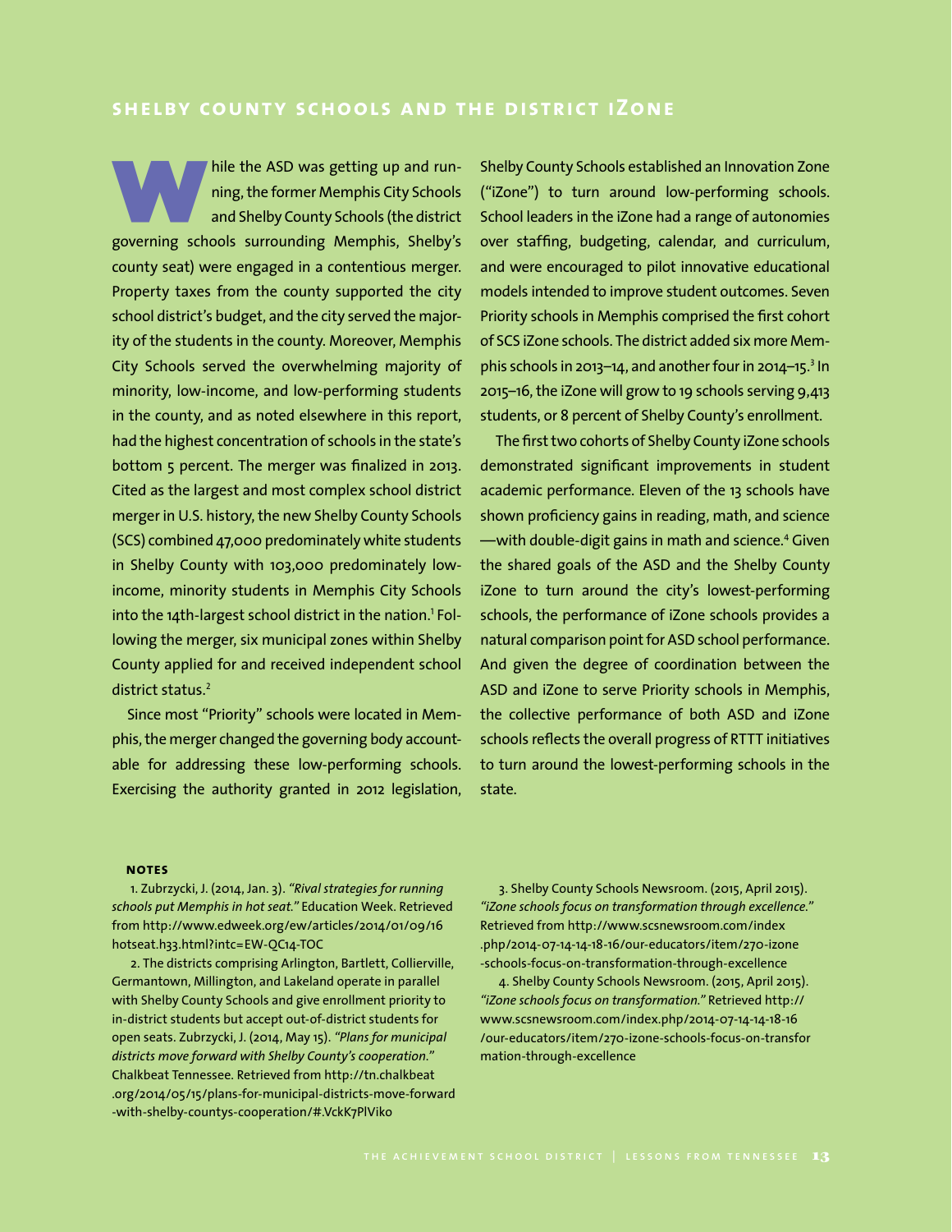## SHELBY COUNTY SCHOOLS AND THE DISTRICT iZONE

While the ASD was getting up and running, the former Memphis City Schools and Shelby County Schools (the district governing schools surrounding Memphis, Shelby's county seat) were engaged in a contentious merger. Property taxes from the county supported the city school district's budget, and the city served the majority of the students in the county. Moreover, Memphis City Schools served the overwhelming majority of minority, low-income, and low-performing students in the county, and as noted elsewhere in this report, had the highest concentration of schools in the state's bottom 5 percent. The merger was finalized in 2013. Cited as the largest and most complex school district merger in U.S. history, the new Shelby County Schools (SCS) combined 47,000 predominately white students in Shelby County with 103,000 predominately low-income, minority students in Memphis City Schools into the 14th-largest school district in the nation.[1] Following the merger, six municipal zones within Shelby County applied for and received independent school district status.[2]

Since most "Priority" schools were located in Memphis, the merger changed the governing body accountable for addressing these low-performing schools. Exercising the authority granted in 2012 legislation, Shelby County Schools established an Innovation Zone ("iZone") to turn around low-performing schools. School leaders in the iZone had a range of autonomies over staffing, budgeting, calendar, and curriculum, and were encouraged to pilot innovative educational models intended to improve student outcomes. Seven Priority schools in Memphis comprised the first cohort of SCS iZone schools. The district added six more Memphis schools in 2013–14, and another four in 2014–15.[3] In 2015–16, the iZone will grow to 19 schools serving 9,413 students, or 8 percent of Shelby County's enrollment.

The first two cohorts of Shelby County iZone schools demonstrated significant improvements in student academic performance. Eleven of the 13 schools have shown proficiency gains in reading, math, and science —with double-digit gains in math and science.[4] Given the shared goals of the ASD and the Shelby County iZone to turn around the city's lowest-performing schools, the performance of iZone schools provides a natural comparison point for ASD school performance. And given the degree of coordination between the ASD and iZone to serve Priority schools in Memphis, the collective performance of both ASD and iZone schools reflects the overall progress of RTTT initiatives to turn around the lowest-performing schools in the state.

**NOTES**

1. Zubrzycki, J. (2014, Jan. 3). *"Rival strategies for running schools put Memphis in hot seat."* Education Week. Retrieved from http://www.edweek.org/ew/articles/2014/01/09/16hotseat.h33.html?intc=EW-QC14-TOC

2. The districts comprising Arlington, Bartlett, Collierville, Germantown, Millington, and Lakeland operate in parallel with Shelby County Schools and give enrollment priority to in-district students but accept out-of-district students for open seats. Zubrzycki, J. (2014, May 15). *"Plans for municipal districts move forward with Shelby County's cooperation."* Chalkbeat Tennessee. Retrieved from http://tn.chalkbeat.org/2014/05/15/plans-for-municipal-districts-move-forward-with-shelby-countys-cooperation/#.VckK7PlViko

3. Shelby County Schools Newsroom. (2015, April 2015). *"iZone schools focus on transformation through excellence."* Retrieved from http://www.scsnewsroom.com/index.php/2014-07-14-14-18-16/our-educators/item/270-izone-schools-focus-on-transformation-through-excellence

4. Shelby County Schools Newsroom. (2015, April 2015). *"iZone schools focus on transformation."* Retrieved http://www.scsnewsroom.com/index.php/2014-07-14-14-18-16/our-educators/item/270-izone-schools-focus-on-transformation-through-excellence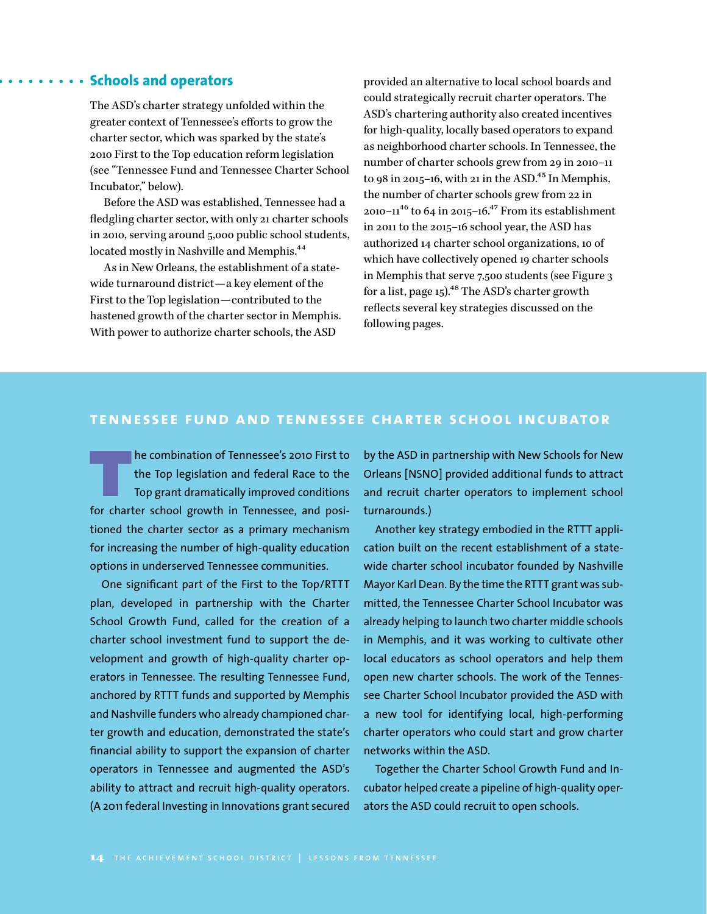## Schools and operators

The ASD's charter strategy unfolded within the greater context of Tennessee's efforts to grow the charter sector, which was sparked by the state's 2010 First to the Top education reform legislation (see "Tennessee Fund and Tennessee Charter School Incubator," below).

Before the ASD was established, Tennessee had a fledgling charter sector, with only 21 charter schools in 2010, serving around 5,000 public school students, located mostly in Nashville and Memphis.[44]

As in New Orleans, the establishment of a statewide turnaround district—a key element of the First to the Top legislation—contributed to the hastened growth of the charter sector in Memphis. With power to authorize charter schools, the ASD provided an alternative to local school boards and could strategically recruit charter operators. The ASD's chartering authority also created incentives for high-quality, locally based operators to expand as neighborhood charter schools. In Tennessee, the number of charter schools grew from 29 in 2010–11 to 98 in 2015–16, with 21 in the ASD.[45] In Memphis, the number of charter schools grew from 22 in 2010–11[46] to 64 in 2015–16.[47] From its establishment in 2011 to the 2015–16 school year, the ASD has authorized 14 charter school organizations, 10 of which have collectively opened 19 charter schools in Memphis that serve 7,500 students (see Figure 3 for a list, page 15).[48] The ASD's charter growth reflects several key strategies discussed on the following pages.

### TENNESSEE FUND AND TENNESSEE CHARTER SCHOOL INCUBATOR

The combination of Tennessee's 2010 First to the Top legislation and federal Race to the Top grant dramatically improved conditions for charter school growth in Tennessee, and positioned the charter sector as a primary mechanism for increasing the number of high-quality education options in underserved Tennessee communities.

One significant part of the First to the Top/RTTT plan, developed in partnership with the Charter School Growth Fund, called for the creation of a charter school investment fund to support the development and growth of high-quality charter operators in Tennessee. The resulting Tennessee Fund, anchored by RTTT funds and supported by Memphis and Nashville funders who already championed charter growth and education, demonstrated the state's financial ability to support the expansion of charter operators in Tennessee and augmented the ASD's ability to attract and recruit high-quality operators. (A 2011 federal Investing in Innovations grant secured by the ASD in partnership with New Schools for New Orleans [NSNO] provided additional funds to attract and recruit charter operators to implement school turnarounds.)

Another key strategy embodied in the RTTT application built on the recent establishment of a statewide charter school incubator founded by Nashville Mayor Karl Dean. By the time the RTTT grant was submitted, the Tennessee Charter School Incubator was already helping to launch two charter middle schools in Memphis, and it was working to cultivate other local educators as school operators and help them open new charter schools. The work of the Tennessee Charter School Incubator provided the ASD with a new tool for identifying local, high-performing charter operators who could start and grow charter networks within the ASD.

Together the Charter School Growth Fund and Incubator helped create a pipeline of high-quality operators the ASD could recruit to open schools.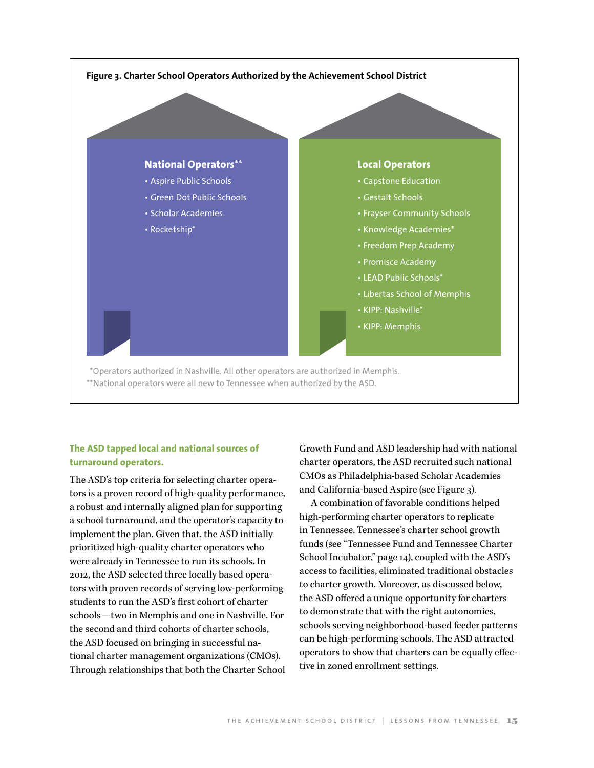**Figure 3. Charter School Operators Authorized by the Achievement School District**

**National Operators****

- Aspire Public Schools
- Green Dot Public Schools
- Scholar Academies
- Rocketship*

**Local Operators**

- Capstone Education
- Gestalt Schools
- Frayser Community Schools
- Knowledge Academies*
- Freedom Prep Academy
- Promisce Academy
- LEAD Public Schools*
- Libertas School of Memphis
- KIPP: Nashville*
- KIPP: Memphis

*Operators authorized in Nashville. All other operators are authorized in Memphis.

**National operators were all new to Tennessee when authorized by the ASD.

### The ASD tapped local and national sources of turnaround operators.

The ASD's top criteria for selecting charter operators is a proven record of high-quality performance, a robust and internally aligned plan for supporting a school turnaround, and the operator's capacity to implement the plan. Given that, the ASD initially prioritized high-quality charter operators who were already in Tennessee to run its schools. In 2012, the ASD selected three locally based operators with proven records of serving low-performing students to run the ASD's first cohort of charter schools—two in Memphis and one in Nashville. For the second and third cohorts of charter schools, the ASD focused on bringing in successful national charter management organizations (CMOs). Through relationships that both the Charter School Growth Fund and ASD leadership had with national charter operators, the ASD recruited such national CMOs as Philadelphia-based Scholar Academies and California-based Aspire (see Figure 3).

A combination of favorable conditions helped high-performing charter operators to replicate in Tennessee. Tennessee's charter school growth funds (see "Tennessee Fund and Tennessee Charter School Incubator," page 14), coupled with the ASD's access to facilities, eliminated traditional obstacles to charter growth. Moreover, as discussed below, the ASD offered a unique opportunity for charters to demonstrate that with the right autonomies, schools serving neighborhood-based feeder patterns can be high-performing schools. The ASD attracted operators to show that charters can be equally effective in zoned enrollment settings.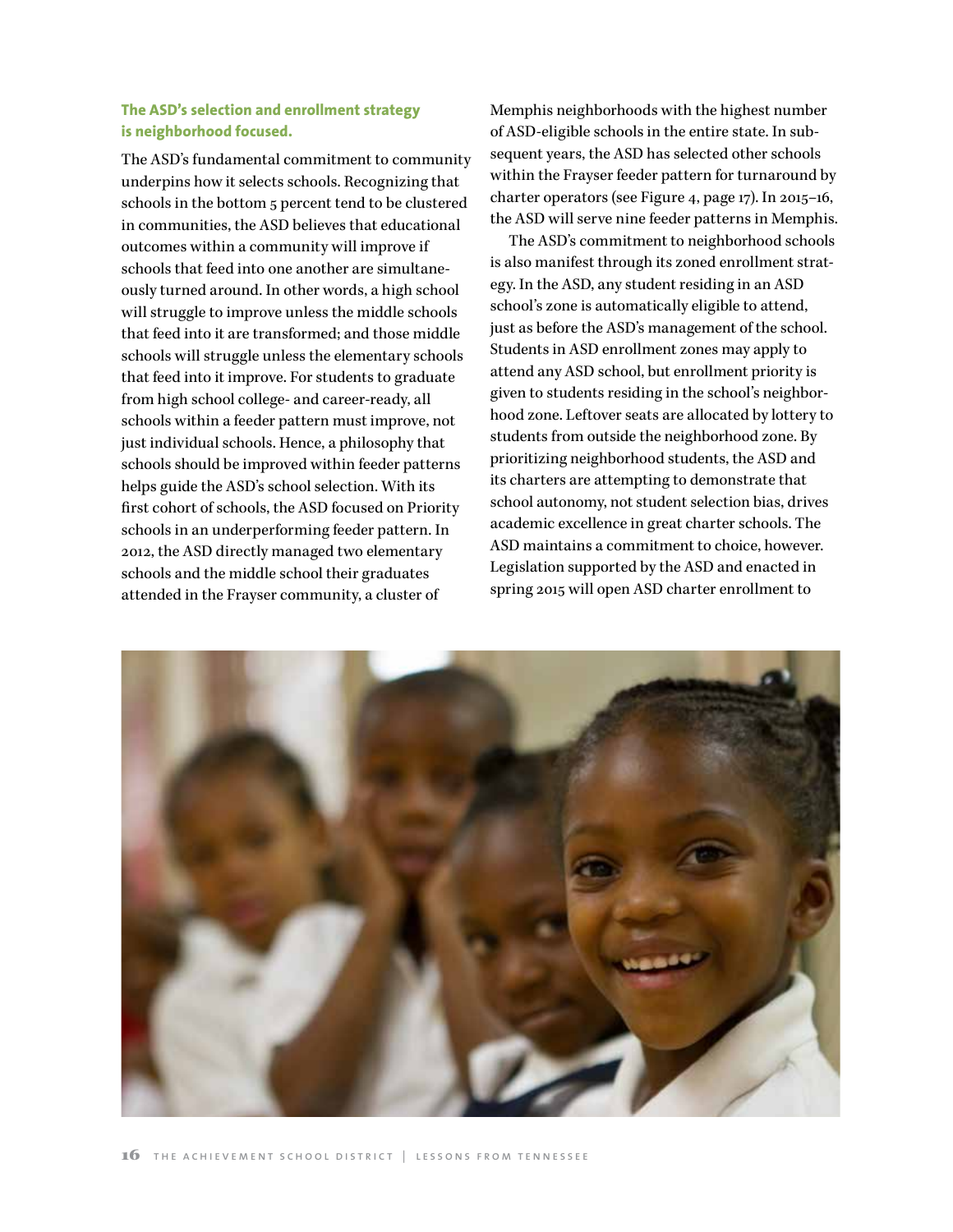**The ASD's selection and enrollment strategy is neighborhood focused.**

The ASD's fundamental commitment to community underpins how it selects schools. Recognizing that schools in the bottom 5 percent tend to be clustered in communities, the ASD believes that educational outcomes within a community will improve if schools that feed into one another are simultaneously turned around. In other words, a high school will struggle to improve unless the middle schools that feed into it are transformed; and those middle schools will struggle unless the elementary schools that feed into it improve. For students to graduate from high school college- and career-ready, all schools within a feeder pattern must improve, not just individual schools. Hence, a philosophy that schools should be improved within feeder patterns helps guide the ASD's school selection. With its first cohort of schools, the ASD focused on Priority schools in an underperforming feeder pattern. In 2012, the ASD directly managed two elementary schools and the middle school their graduates attended in the Frayser community, a cluster of Memphis neighborhoods with the highest number of ASD-eligible schools in the entire state. In subsequent years, the ASD has selected other schools within the Frayser feeder pattern for turnaround by charter operators (see Figure 4, page 17). In 2015–16, the ASD will serve nine feeder patterns in Memphis.

The ASD's commitment to neighborhood schools is also manifest through its zoned enrollment strategy. In the ASD, any student residing in an ASD school's zone is automatically eligible to attend, just as before the ASD's management of the school. Students in ASD enrollment zones may apply to attend any ASD school, but enrollment priority is given to students residing in the school's neighborhood zone. Leftover seats are allocated by lottery to students from outside the neighborhood zone. By prioritizing neighborhood students, the ASD and its charters are attempting to demonstrate that school autonomy, not student selection bias, drives academic excellence in great charter schools. The ASD maintains a commitment to choice, however. Legislation supported by the ASD and enacted in spring 2015 will open ASD charter enrollment to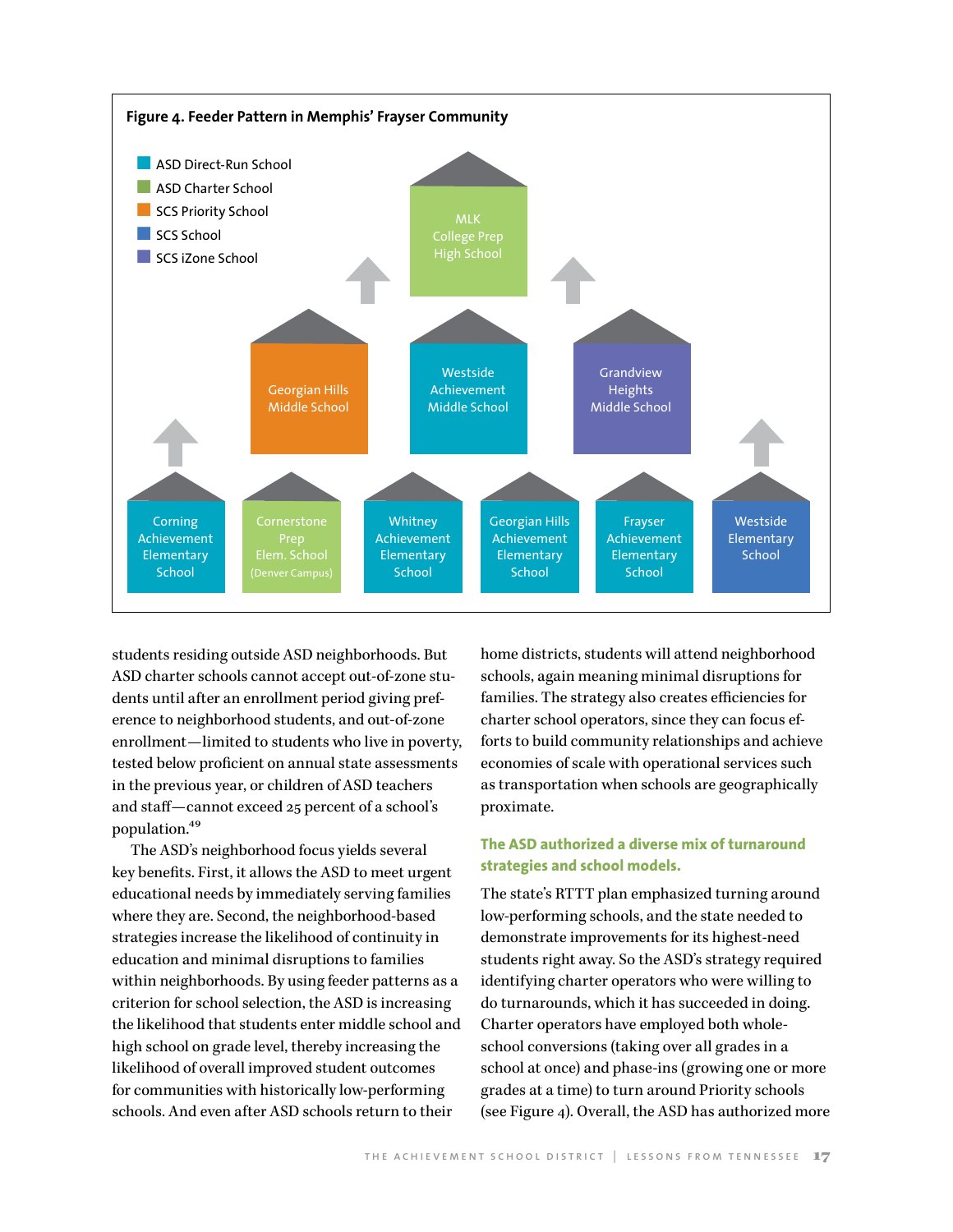**Figure 4. Feeder Pattern in Memphis' Frayser Community**

- ASD Direct-Run School
- ASD Charter School
- SCS Priority School
- SCS School
- SCS iZone School

MLK College Prep High School

Georgian Hills Middle School

Westside Achievement Middle School

Grandview Heights Middle School

Corning Achievement Elementary School

Cornerstone Prep Elem. School (Denver Campus)

Whitney Achievement Elementary School

Georgian Hills Achievement Elementary School

Frayser Achievement Elementary School

Westside Elementary School

students residing outside ASD neighborhoods. But ASD charter schools cannot accept out-of-zone students until after an enrollment period giving preference to neighborhood students, and out-of-zone enrollment—limited to students who live in poverty, tested below proficient on annual state assessments in the previous year, or children of ASD teachers and staff—cannot exceed 25 percent of a school's population.[49]

The ASD's neighborhood focus yields several key benefits. First, it allows the ASD to meet urgent educational needs by immediately serving families where they are. Second, the neighborhood-based strategies increase the likelihood of continuity in education and minimal disruptions to families within neighborhoods. By using feeder patterns as a criterion for school selection, the ASD is increasing the likelihood that students enter middle school and high school on grade level, thereby increasing the likelihood of overall improved student outcomes for communities with historically low-performing schools. And even after ASD schools return to their home districts, students will attend neighborhood schools, again meaning minimal disruptions for families. The strategy also creates efficiencies for charter school operators, since they can focus efforts to build community relationships and achieve economies of scale with operational services such as transportation when schools are geographically proximate.

### The ASD authorized a diverse mix of turnaround strategies and school models.

The state's RTTT plan emphasized turning around low-performing schools, and the state needed to demonstrate improvements for its highest-need students right away. So the ASD's strategy required identifying charter operators who were willing to do turnarounds, which it has succeeded in doing. Charter operators have employed both whole-school conversions (taking over all grades in a school at once) and phase-ins (growing one or more grades at a time) to turn around Priority schools (see Figure 4). Overall, the ASD has authorized more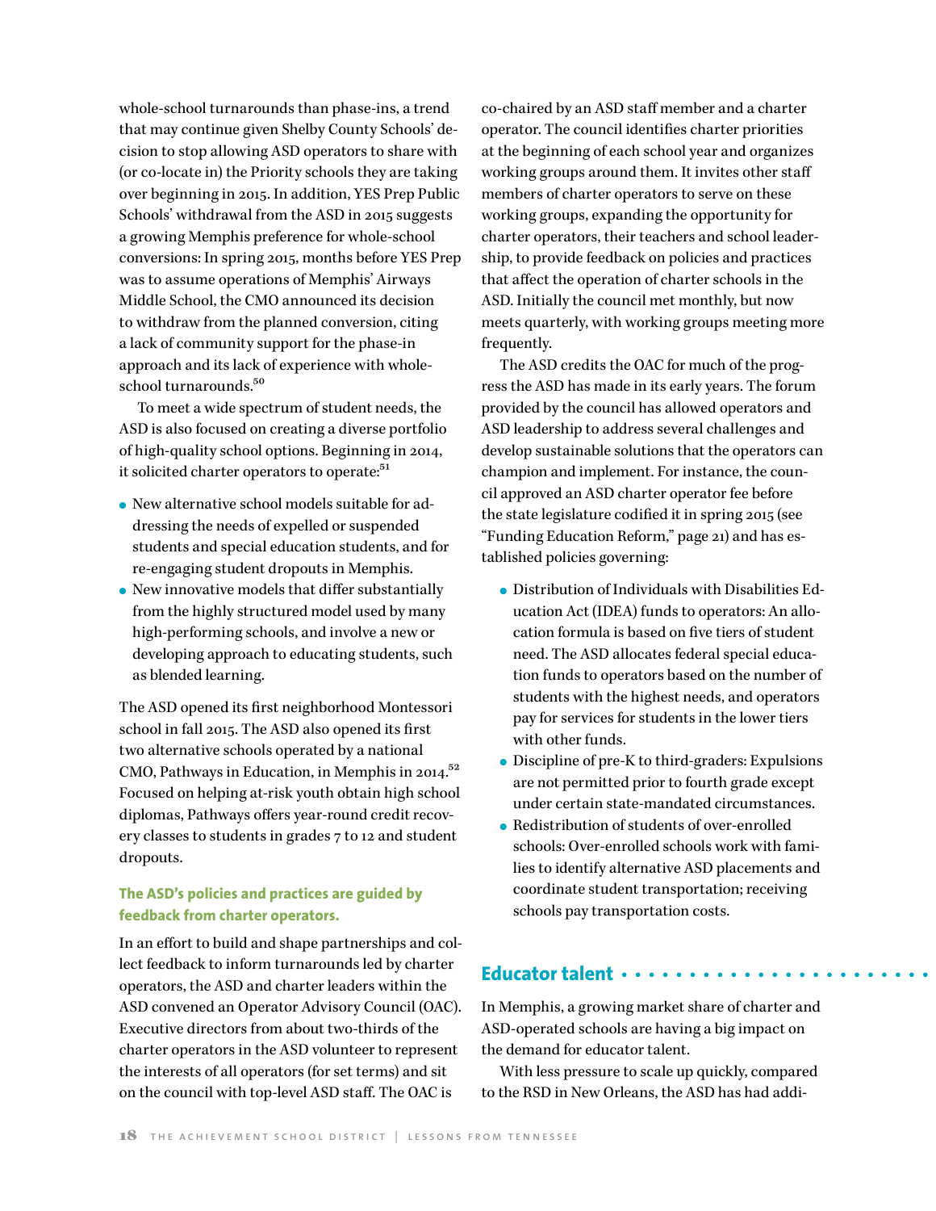whole-school turnarounds than phase-ins, a trend that may continue given Shelby County Schools' decision to stop allowing ASD operators to share with (or co-locate in) the Priority schools they are taking over beginning in 2015. In addition, YES Prep Public Schools' withdrawal from the ASD in 2015 suggests a growing Memphis preference for whole-school conversions: In spring 2015, months before YES Prep was to assume operations of Memphis' Airways Middle School, the CMO announced its decision to withdraw from the planned conversion, citing a lack of community support for the phase-in approach and its lack of experience with whole-school turnarounds.[50]

To meet a wide spectrum of student needs, the ASD is also focused on creating a diverse portfolio of high-quality school options. Beginning in 2014, it solicited charter operators to operate:[51]

- New alternative school models suitable for addressing the needs of expelled or suspended students and special education students, and for re-engaging student dropouts in Memphis.
- New innovative models that differ substantially from the highly structured model used by many high-performing schools, and involve a new or developing approach to educating students, such as blended learning.

The ASD opened its first neighborhood Montessori school in fall 2015. The ASD also opened its first two alternative schools operated by a national CMO, Pathways in Education, in Memphis in 2014.[52] Focused on helping at-risk youth obtain high school diplomas, Pathways offers year-round credit recovery classes to students in grades 7 to 12 and student dropouts.

### The ASD's policies and practices are guided by feedback from charter operators.

In an effort to build and shape partnerships and collect feedback to inform turnarounds led by charter operators, the ASD and charter leaders within the ASD convened an Operator Advisory Council (OAC). Executive directors from about two-thirds of the charter operators in the ASD volunteer to represent the interests of all operators (for set terms) and sit on the council with top-level ASD staff. The OAC is co-chaired by an ASD staff member and a charter operator. The council identifies charter priorities at the beginning of each school year and organizes working groups around them. It invites other staff members of charter operators to serve on these working groups, expanding the opportunity for charter operators, their teachers and school leadership, to provide feedback on policies and practices that affect the operation of charter schools in the ASD. Initially the council met monthly, but now meets quarterly, with working groups meeting more frequently.

The ASD credits the OAC for much of the progress the ASD has made in its early years. The forum provided by the council has allowed operators and ASD leadership to address several challenges and develop sustainable solutions that the operators can champion and implement. For instance, the council approved an ASD charter operator fee before the state legislature codified it in spring 2015 (see "Funding Education Reform," page 21) and has established policies governing:

- Distribution of Individuals with Disabilities Education Act (IDEA) funds to operators: An allocation formula is based on five tiers of student need. The ASD allocates federal special education funds to operators based on the number of students with the highest needs, and operators pay for services for students in the lower tiers with other funds.
- Discipline of pre-K to third-graders: Expulsions are not permitted prior to fourth grade except under certain state-mandated circumstances.
- Redistribution of students of over-enrolled schools: Over-enrolled schools work with families to identify alternative ASD placements and coordinate student transportation; receiving schools pay transportation costs.

## Educator talent

In Memphis, a growing market share of charter and ASD-operated schools are having a big impact on the demand for educator talent.

With less pressure to scale up quickly, compared to the RSD in New Orleans, the ASD has had addi-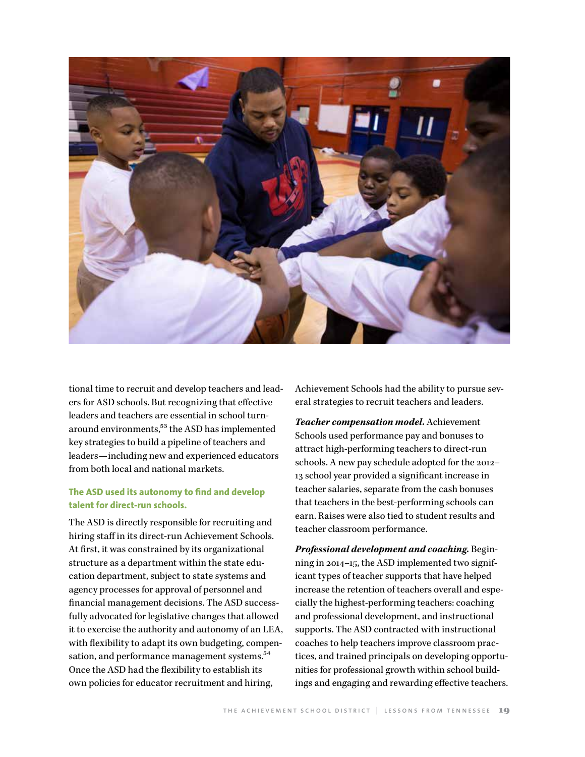tional time to recruit and develop teachers and leaders for ASD schools. But recognizing that effective leaders and teachers are essential in school turnaround environments,[53] the ASD has implemented key strategies to build a pipeline of teachers and leaders—including new and experienced educators from both local and national markets.

### The ASD used its autonomy to find and develop talent for direct-run schools.

The ASD is directly responsible for recruiting and hiring staff in its direct-run Achievement Schools. At first, it was constrained by its organizational structure as a department within the state education department, subject to state systems and agency processes for approval of personnel and financial management decisions. The ASD successfully advocated for legislative changes that allowed it to exercise the authority and autonomy of an LEA, with flexibility to adapt its own budgeting, compensation, and performance management systems.[54] Once the ASD had the flexibility to establish its own policies for educator recruitment and hiring, Achievement Schools had the ability to pursue several strategies to recruit teachers and leaders.

***Teacher compensation model.*** Achievement Schools used performance pay and bonuses to attract high-performing teachers to direct-run schools. A new pay schedule adopted for the 2012–13 school year provided a significant increase in teacher salaries, separate from the cash bonuses that teachers in the best-performing schools can earn. Raises were also tied to student results and teacher classroom performance.

***Professional development and coaching.*** Beginning in 2014–15, the ASD implemented two significant types of teacher supports that have helped increase the retention of teachers overall and especially the highest-performing teachers: coaching and professional development, and instructional supports. The ASD contracted with instructional coaches to help teachers improve classroom practices, and trained principals on developing opportunities for professional growth within school buildings and engaging and rewarding effective teachers.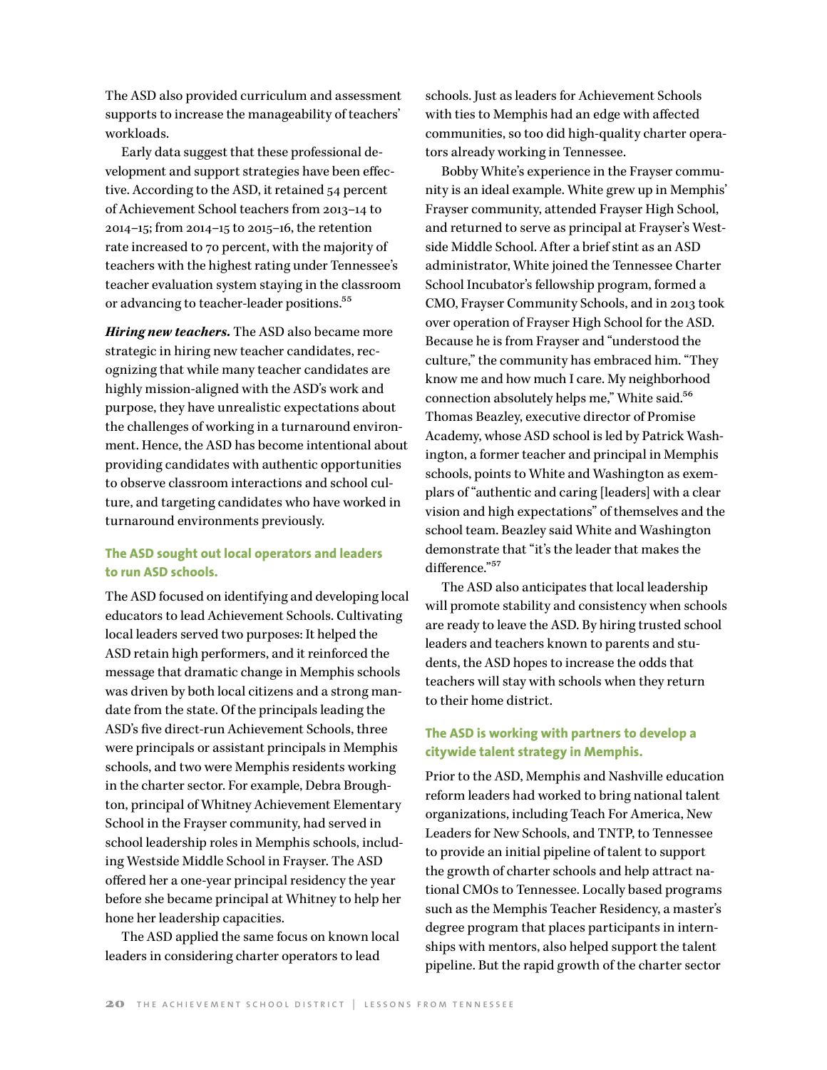The ASD also provided curriculum and assessment supports to increase the manageability of teachers' workloads.

Early data suggest that these professional development and support strategies have been effective. According to the ASD, it retained 54 percent of Achievement School teachers from 2013–14 to 2014–15; from 2014–15 to 2015–16, the retention rate increased to 70 percent, with the majority of teachers with the highest rating under Tennessee's teacher evaluation system staying in the classroom or advancing to teacher-leader positions.[55]

***Hiring new teachers.*** The ASD also became more strategic in hiring new teacher candidates, recognizing that while many teacher candidates are highly mission-aligned with the ASD's work and purpose, they have unrealistic expectations about the challenges of working in a turnaround environment. Hence, the ASD has become intentional about providing candidates with authentic opportunities to observe classroom interactions and school culture, and targeting candidates who have worked in turnaround environments previously.

### The ASD sought out local operators and leaders to run ASD schools.

The ASD focused on identifying and developing local educators to lead Achievement Schools. Cultivating local leaders served two purposes: It helped the ASD retain high performers, and it reinforced the message that dramatic change in Memphis schools was driven by both local citizens and a strong mandate from the state. Of the principals leading the ASD's five direct-run Achievement Schools, three were principals or assistant principals in Memphis schools, and two were Memphis residents working in the charter sector. For example, Debra Broughton, principal of Whitney Achievement Elementary School in the Frayser community, had served in school leadership roles in Memphis schools, including Westside Middle School in Frayser. The ASD offered her a one-year principal residency the year before she became principal at Whitney to help her hone her leadership capacities.

The ASD applied the same focus on known local leaders in considering charter operators to lead schools. Just as leaders for Achievement Schools with ties to Memphis had an edge with affected communities, so too did high-quality charter operators already working in Tennessee.

Bobby White's experience in the Frayser community is an ideal example. White grew up in Memphis' Frayser community, attended Frayser High School, and returned to serve as principal at Frayser's Westside Middle School. After a brief stint as an ASD administrator, White joined the Tennessee Charter School Incubator's fellowship program, formed a CMO, Frayser Community Schools, and in 2013 took over operation of Frayser High School for the ASD. Because he is from Frayser and "understood the culture," the community has embraced him. "They know me and how much I care. My neighborhood connection absolutely helps me," White said.[56] Thomas Beazley, executive director of Promise Academy, whose ASD school is led by Patrick Washington, a former teacher and principal in Memphis schools, points to White and Washington as exemplars of "authentic and caring [leaders] with a clear vision and high expectations" of themselves and the school team. Beazley said White and Washington demonstrate that "it's the leader that makes the difference."[57]

The ASD also anticipates that local leadership will promote stability and consistency when schools are ready to leave the ASD. By hiring trusted school leaders and teachers known to parents and students, the ASD hopes to increase the odds that teachers will stay with schools when they return to their home district.

### The ASD is working with partners to develop a citywide talent strategy in Memphis.

Prior to the ASD, Memphis and Nashville education reform leaders had worked to bring national talent organizations, including Teach For America, New Leaders for New Schools, and TNTP, to Tennessee to provide an initial pipeline of talent to support the growth of charter schools and help attract national CMOs to Tennessee. Locally based programs such as the Memphis Teacher Residency, a master's degree program that places participants in internships with mentors, also helped support the talent pipeline. But the rapid growth of the charter sector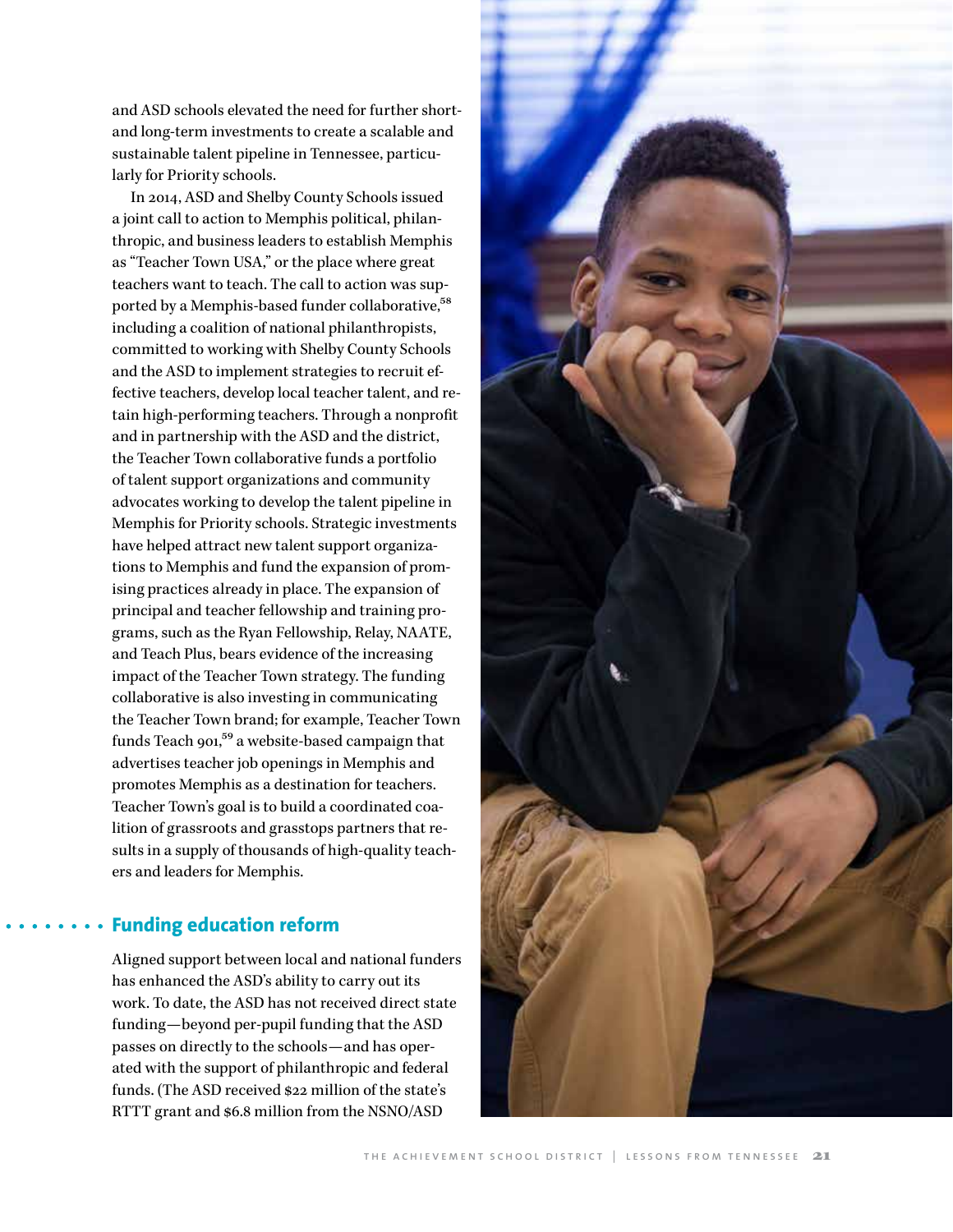and ASD schools elevated the need for further short- and long-term investments to create a scalable and sustainable talent pipeline in Tennessee, particularly for Priority schools.

In 2014, ASD and Shelby County Schools issued a joint call to action to Memphis political, philanthropic, and business leaders to establish Memphis as "Teacher Town USA," or the place where great teachers want to teach. The call to action was supported by a Memphis-based funder collaborative,[58] including a coalition of national philanthropists, committed to working with Shelby County Schools and the ASD to implement strategies to recruit effective teachers, develop local teacher talent, and retain high-performing teachers. Through a nonprofit and in partnership with the ASD and the district, the Teacher Town collaborative funds a portfolio of talent support organizations and community advocates working to develop the talent pipeline in Memphis for Priority schools. Strategic investments have helped attract new talent support organizations to Memphis and fund the expansion of promising practices already in place. The expansion of principal and teacher fellowship and training programs, such as the Ryan Fellowship, Relay, NAATE, and Teach Plus, bears evidence of the increasing impact of the Teacher Town strategy. The funding collaborative is also investing in communicating the Teacher Town brand; for example, Teacher Town funds Teach 901,[59] a website-based campaign that advertises teacher job openings in Memphis and promotes Memphis as a destination for teachers. Teacher Town's goal is to build a coordinated coalition of grassroots and grasstops partners that results in a supply of thousands of high-quality teachers and leaders for Memphis.

## Funding education reform

Aligned support between local and national funders has enhanced the ASD's ability to carry out its work. To date, the ASD has not received direct state funding—beyond per-pupil funding that the ASD passes on directly to the schools—and has operated with the support of philanthropic and federal funds. (The ASD received $22 million of the state's RTTT grant and $6.8 million from the NSNO/ASD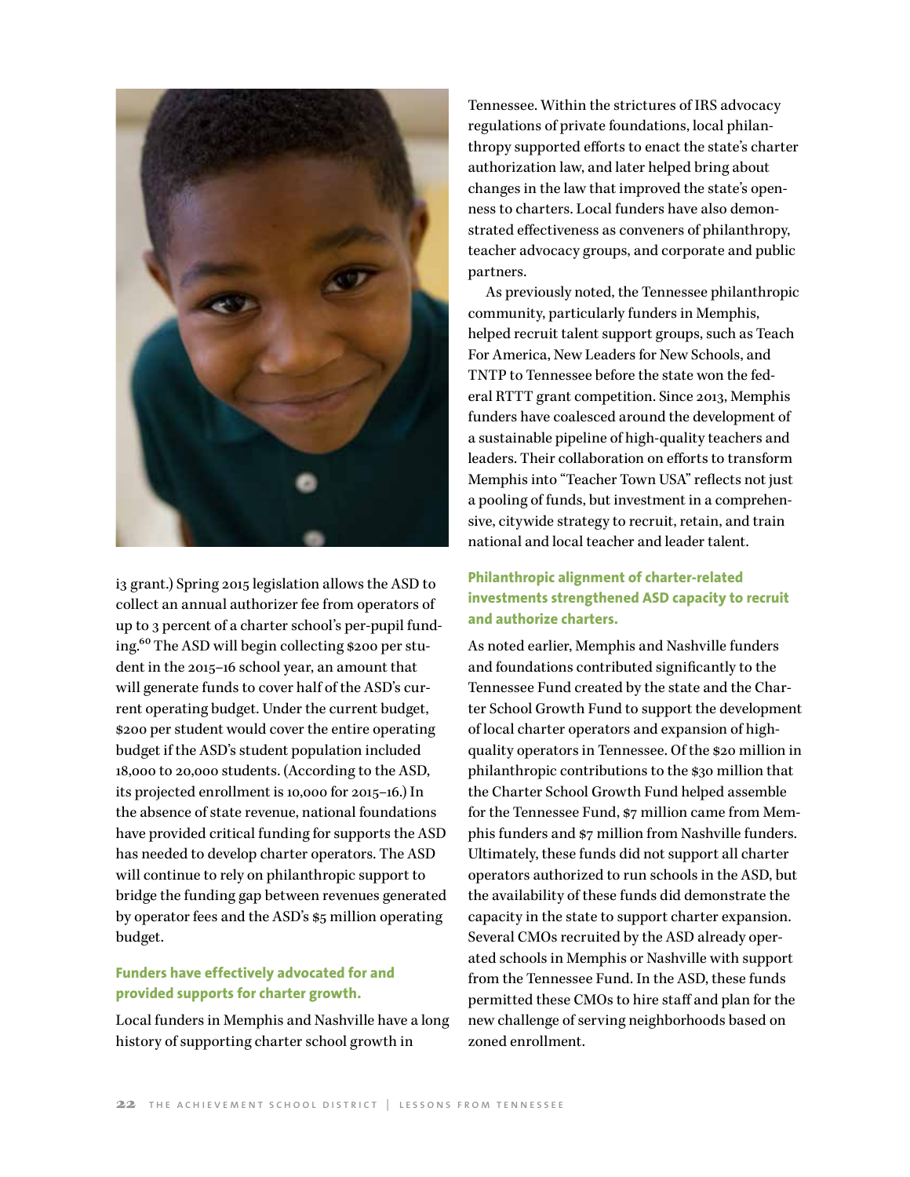i3 grant.) Spring 2015 legislation allows the ASD to collect an annual authorizer fee from operators of up to 3 percent of a charter school's per-pupil funding.[60] The ASD will begin collecting $200 per student in the 2015–16 school year, an amount that will generate funds to cover half of the ASD's current operating budget. Under the current budget, $200 per student would cover the entire operating budget if the ASD's student population included 18,000 to 20,000 students. (According to the ASD, its projected enrollment is 10,000 for 2015–16.) In the absence of state revenue, national foundations have provided critical funding for supports the ASD has needed to develop charter operators. The ASD will continue to rely on philanthropic support to bridge the funding gap between revenues generated by operator fees and the ASD's $5 million operating budget.

### Funders have effectively advocated for and provided supports for charter growth.

Local funders in Memphis and Nashville have a long history of supporting charter school growth in Tennessee. Within the strictures of IRS advocacy regulations of private foundations, local philanthropy supported efforts to enact the state's charter authorization law, and later helped bring about changes in the law that improved the state's openness to charters. Local funders have also demonstrated effectiveness as conveners of philanthropy, teacher advocacy groups, and corporate and public partners.

As previously noted, the Tennessee philanthropic community, particularly funders in Memphis, helped recruit talent support groups, such as Teach For America, New Leaders for New Schools, and TNTP to Tennessee before the state won the federal RTTT grant competition. Since 2013, Memphis funders have coalesced around the development of a sustainable pipeline of high-quality teachers and leaders. Their collaboration on efforts to transform Memphis into "Teacher Town USA" reflects not just a pooling of funds, but investment in a comprehensive, citywide strategy to recruit, retain, and train national and local teacher and leader talent.

### Philanthropic alignment of charter-related investments strengthened ASD capacity to recruit and authorize charters.

As noted earlier, Memphis and Nashville funders and foundations contributed significantly to the Tennessee Fund created by the state and the Charter School Growth Fund to support the development of local charter operators and expansion of high-quality operators in Tennessee. Of the $20 million in philanthropic contributions to the $30 million that the Charter School Growth Fund helped assemble for the Tennessee Fund, $7 million came from Memphis funders and $7 million from Nashville funders. Ultimately, these funds did not support all charter operators authorized to run schools in the ASD, but the availability of these funds did demonstrate the capacity in the state to support charter expansion. Several CMOs recruited by the ASD already operated schools in Memphis or Nashville with support from the Tennessee Fund. In the ASD, these funds permitted these CMOs to hire staff and plan for the new challenge of serving neighborhoods based on zoned enrollment.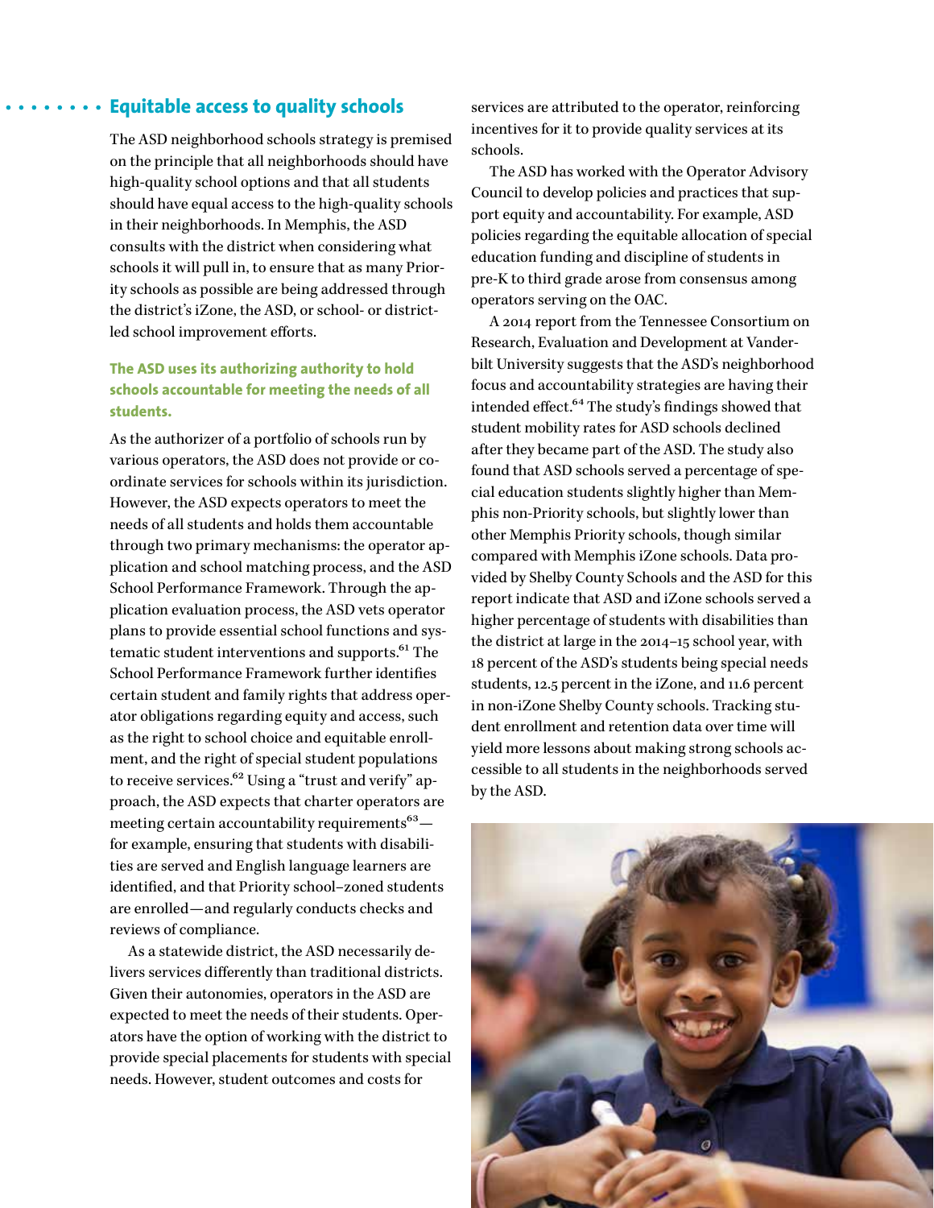## Equitable access to quality schools

The ASD neighborhood schools strategy is premised on the principle that all neighborhoods should have high-quality school options and that all students should have equal access to the high-quality schools in their neighborhoods. In Memphis, the ASD consults with the district when considering what schools it will pull in, to ensure that as many Priority schools as possible are being addressed through the district's iZone, the ASD, or school- or district-led school improvement efforts.

### The ASD uses its authorizing authority to hold schools accountable for meeting the needs of all students.

As the authorizer of a portfolio of schools run by various operators, the ASD does not provide or coordinate services for schools within its jurisdiction. However, the ASD expects operators to meet the needs of all students and holds them accountable through two primary mechanisms: the operator application and school matching process, and the ASD School Performance Framework. Through the application evaluation process, the ASD vets operator plans to provide essential school functions and systematic student interventions and supports.[61] The School Performance Framework further identifies certain student and family rights that address operator obligations regarding equity and access, such as the right to school choice and equitable enrollment, and the right of special student populations to receive services.[62] Using a "trust and verify" approach, the ASD expects that charter operators are meeting certain accountability requirements[63]—for example, ensuring that students with disabilities are served and English language learners are identified, and that Priority school–zoned students are enrolled—and regularly conducts checks and reviews of compliance.

As a statewide district, the ASD necessarily delivers services differently than traditional districts. Given their autonomies, operators in the ASD are expected to meet the needs of their students. Operators have the option of working with the district to provide special placements for students with special needs. However, student outcomes and costs for services are attributed to the operator, reinforcing incentives for it to provide quality services at its schools.

The ASD has worked with the Operator Advisory Council to develop policies and practices that support equity and accountability. For example, ASD policies regarding the equitable allocation of special education funding and discipline of students in pre-K to third grade arose from consensus among operators serving on the OAC.

A 2014 report from the Tennessee Consortium on Research, Evaluation and Development at Vanderbilt University suggests that the ASD's neighborhood focus and accountability strategies are having their intended effect.[64] The study's findings showed that student mobility rates for ASD schools declined after they became part of the ASD. The study also found that ASD schools served a percentage of special education students slightly higher than Memphis non-Priority schools, but slightly lower than other Memphis Priority schools, though similar compared with Memphis iZone schools. Data provided by Shelby County Schools and the ASD for this report indicate that ASD and iZone schools served a higher percentage of students with disabilities than the district at large in the 2014–15 school year, with 18 percent of the ASD's students being special needs students, 12.5 percent in the iZone, and 11.6 percent in non-iZone Shelby County schools. Tracking student enrollment and retention data over time will yield more lessons about making strong schools accessible to all students in the neighborhoods served by the ASD.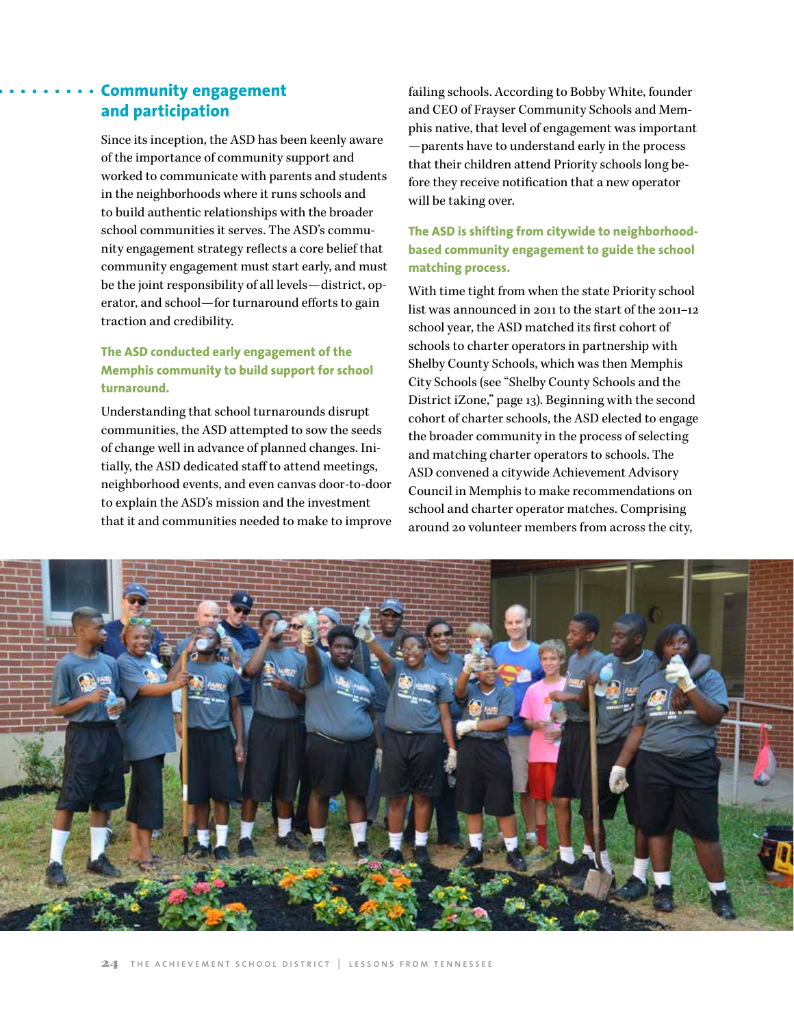## Community engagement and participation

Since its inception, the ASD has been keenly aware of the importance of community support and worked to communicate with parents and students in the neighborhoods where it runs schools and to build authentic relationships with the broader school communities it serves. The ASD's community engagement strategy reflects a core belief that community engagement must start early, and must be the joint responsibility of all levels—district, operator, and school—for turnaround efforts to gain traction and credibility.

### The ASD conducted early engagement of the Memphis community to build support for school turnaround.

Understanding that school turnarounds disrupt communities, the ASD attempted to sow the seeds of change well in advance of planned changes. Initially, the ASD dedicated staff to attend meetings, neighborhood events, and even canvas door-to-door to explain the ASD's mission and the investment that it and communities needed to make to improve failing schools. According to Bobby White, founder and CEO of Frayser Community Schools and Memphis native, that level of engagement was important—parents have to understand early in the process that their children attend Priority schools long before they receive notification that a new operator will be taking over.

### The ASD is shifting from citywide to neighborhood-based community engagement to guide the school matching process.

With time tight from when the state Priority school list was announced in 2011 to the start of the 2011–12 school year, the ASD matched its first cohort of schools to charter operators in partnership with Shelby County Schools, which was then Memphis City Schools (see "Shelby County Schools and the District iZone," page 13). Beginning with the second cohort of charter schools, the ASD elected to engage the broader community in the process of selecting and matching charter operators to schools. The ASD convened a citywide Achievement Advisory Council in Memphis to make recommendations on school and charter operator matches. Comprising around 20 volunteer members from across the city,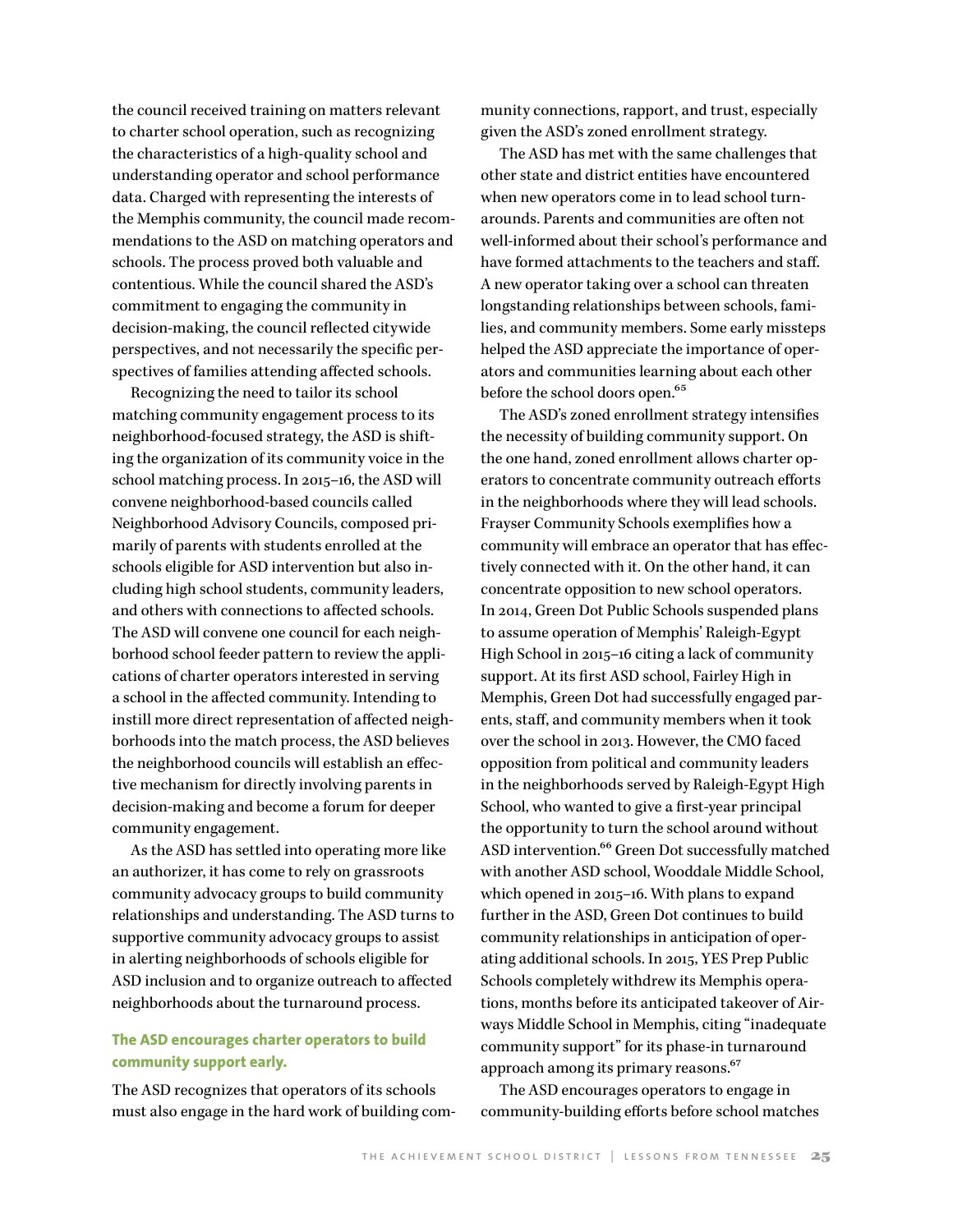the council received training on matters relevant to charter school operation, such as recognizing the characteristics of a high-quality school and understanding operator and school performance data. Charged with representing the interests of the Memphis community, the council made recommendations to the ASD on matching operators and schools. The process proved both valuable and contentious. While the council shared the ASD's commitment to engaging the community in decision-making, the council reflected citywide perspectives, and not necessarily the specific perspectives of families attending affected schools.

Recognizing the need to tailor its school matching community engagement process to its neighborhood-focused strategy, the ASD is shifting the organization of its community voice in the school matching process. In 2015–16, the ASD will convene neighborhood-based councils called Neighborhood Advisory Councils, composed primarily of parents with students enrolled at the schools eligible for ASD intervention but also including high school students, community leaders, and others with connections to affected schools. The ASD will convene one council for each neighborhood school feeder pattern to review the applications of charter operators interested in serving a school in the affected community. Intending to instill more direct representation of affected neighborhoods into the match process, the ASD believes the neighborhood councils will establish an effective mechanism for directly involving parents in decision-making and become a forum for deeper community engagement.

As the ASD has settled into operating more like an authorizer, it has come to rely on grassroots community advocacy groups to build community relationships and understanding. The ASD turns to supportive community advocacy groups to assist in alerting neighborhoods of schools eligible for ASD inclusion and to organize outreach to affected neighborhoods about the turnaround process.

### The ASD encourages charter operators to build community support early.

The ASD recognizes that operators of its schools must also engage in the hard work of building community connections, rapport, and trust, especially given the ASD's zoned enrollment strategy.

The ASD has met with the same challenges that other state and district entities have encountered when new operators come in to lead school turnarounds. Parents and communities are often not well-informed about their school's performance and have formed attachments to the teachers and staff. A new operator taking over a school can threaten longstanding relationships between schools, families, and community members. Some early missteps helped the ASD appreciate the importance of operators and communities learning about each other before the school doors open.[65]

The ASD's zoned enrollment strategy intensifies the necessity of building community support. On the one hand, zoned enrollment allows charter operators to concentrate community outreach efforts in the neighborhoods where they will lead schools. Frayser Community Schools exemplifies how a community will embrace an operator that has effectively connected with it. On the other hand, it can concentrate opposition to new school operators. In 2014, Green Dot Public Schools suspended plans to assume operation of Memphis' Raleigh-Egypt High School in 2015–16 citing a lack of community support. At its first ASD school, Fairley High in Memphis, Green Dot had successfully engaged parents, staff, and community members when it took over the school in 2013. However, the CMO faced opposition from political and community leaders in the neighborhoods served by Raleigh-Egypt High School, who wanted to give a first-year principal the opportunity to turn the school around without ASD intervention.[66] Green Dot successfully matched with another ASD school, Wooddale Middle School, which opened in 2015–16. With plans to expand further in the ASD, Green Dot continues to build community relationships in anticipation of operating additional schools. In 2015, YES Prep Public Schools completely withdrew its Memphis operations, months before its anticipated takeover of Airways Middle School in Memphis, citing "inadequate community support" for its phase-in turnaround approach among its primary reasons.[67]

The ASD encourages operators to engage in community-building efforts before school matches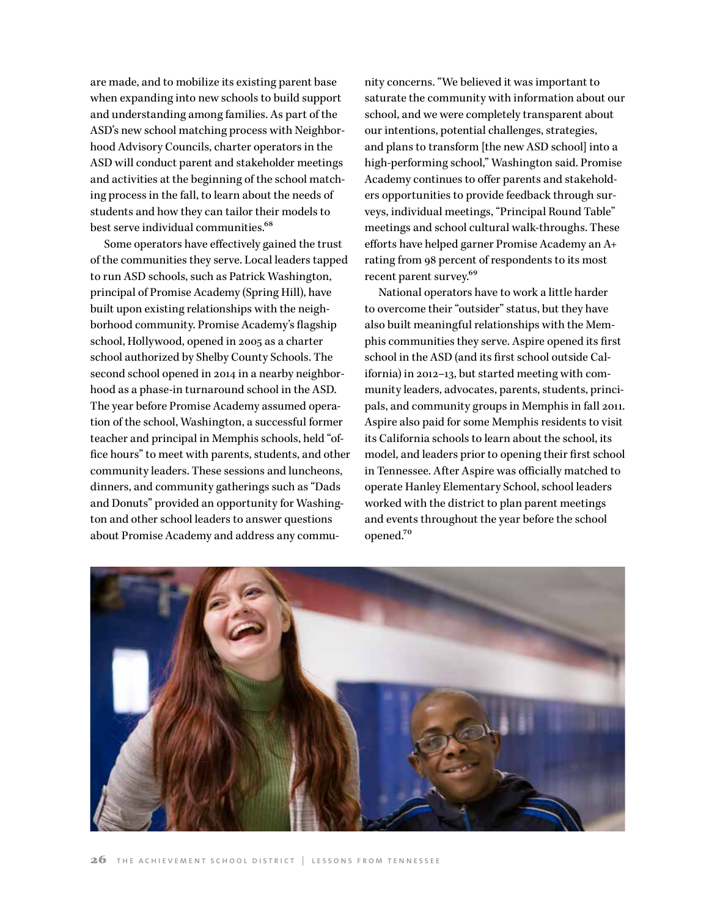are made, and to mobilize its existing parent base when expanding into new schools to build support and understanding among families. As part of the ASD's new school matching process with Neighborhood Advisory Councils, charter operators in the ASD will conduct parent and stakeholder meetings and activities at the beginning of the school matching process in the fall, to learn about the needs of students and how they can tailor their models to best serve individual communities.[68]

Some operators have effectively gained the trust of the communities they serve. Local leaders tapped to run ASD schools, such as Patrick Washington, principal of Promise Academy (Spring Hill), have built upon existing relationships with the neighborhood community. Promise Academy's flagship school, Hollywood, opened in 2005 as a charter school authorized by Shelby County Schools. The second school opened in 2014 in a nearby neighborhood as a phase-in turnaround school in the ASD. The year before Promise Academy assumed operation of the school, Washington, a successful former teacher and principal in Memphis schools, held "office hours" to meet with parents, students, and other community leaders. These sessions and luncheons, dinners, and community gatherings such as "Dads and Donuts" provided an opportunity for Washington and other school leaders to answer questions about Promise Academy and address any community concerns. "We believed it was important to saturate the community with information about our school, and we were completely transparent about our intentions, potential challenges, strategies, and plans to transform [the new ASD school] into a high-performing school," Washington said. Promise Academy continues to offer parents and stakeholders opportunities to provide feedback through surveys, individual meetings, "Principal Round Table" meetings and school cultural walk-throughs. These efforts have helped garner Promise Academy an A+ rating from 98 percent of respondents to its most recent parent survey.[69]

National operators have to work a little harder to overcome their "outsider" status, but they have also built meaningful relationships with the Memphis communities they serve. Aspire opened its first school in the ASD (and its first school outside California) in 2012–13, but started meeting with community leaders, advocates, parents, students, principals, and community groups in Memphis in fall 2011. Aspire also paid for some Memphis residents to visit its California schools to learn about the school, its model, and leaders prior to opening their first school in Tennessee. After Aspire was officially matched to operate Hanley Elementary School, school leaders worked with the district to plan parent meetings and events throughout the year before the school opened.[70]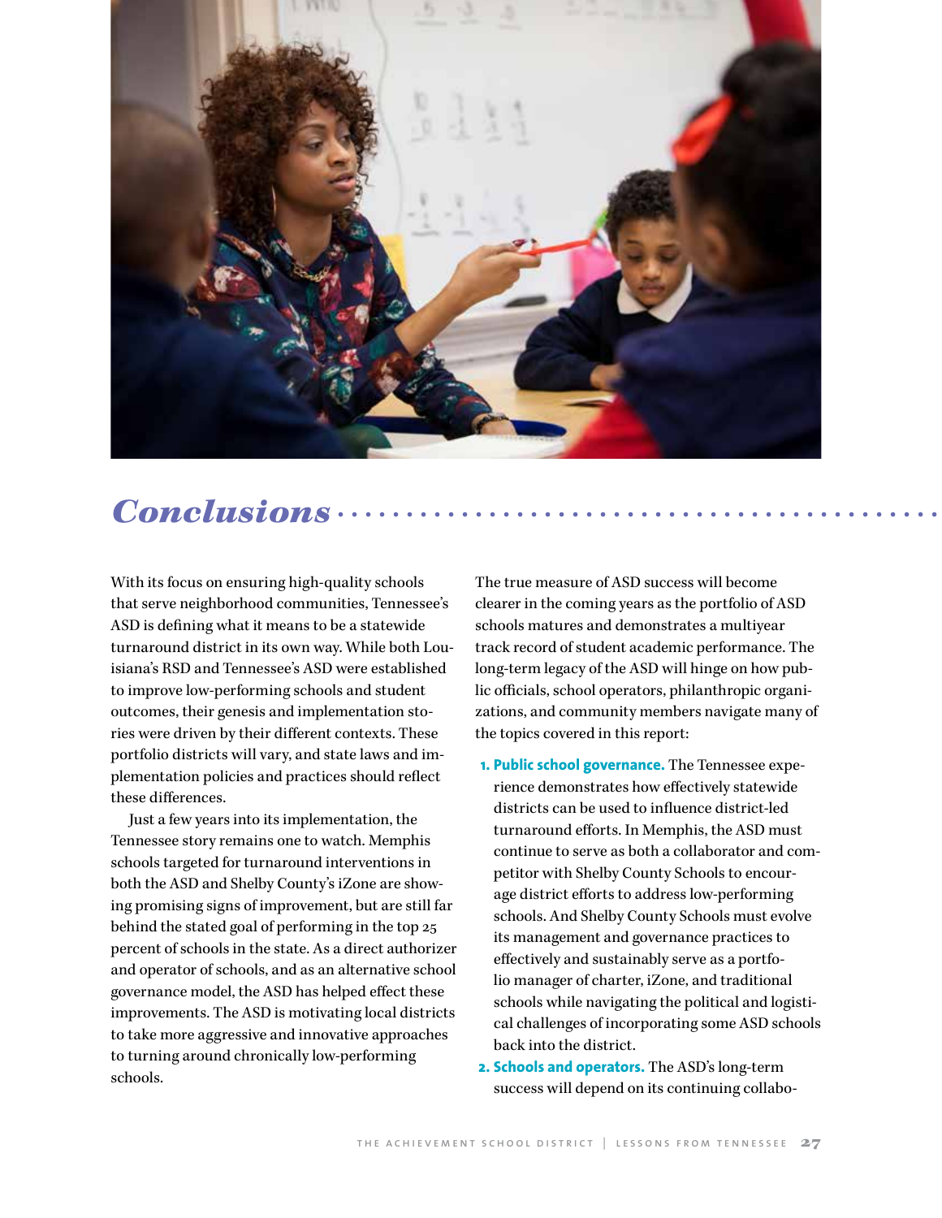## *Conclusions*

With its focus on ensuring high-quality schools that serve neighborhood communities, Tennessee's ASD is defining what it means to be a statewide turnaround district in its own way. While both Louisiana's RSD and Tennessee's ASD were established to improve low-performing schools and student outcomes, their genesis and implementation stories were driven by their different contexts. These portfolio districts will vary, and state laws and implementation policies and practices should reflect these differences.

Just a few years into its implementation, the Tennessee story remains one to watch. Memphis schools targeted for turnaround interventions in both the ASD and Shelby County's iZone are showing promising signs of improvement, but are still far behind the stated goal of performing in the top 25 percent of schools in the state. As a direct authorizer and operator of schools, and as an alternative school governance model, the ASD has helped effect these improvements. The ASD is motivating local districts to take more aggressive and innovative approaches to turning around chronically low-performing schools.

The true measure of ASD success will become clearer in the coming years as the portfolio of ASD schools matures and demonstrates a multiyear track record of student academic performance. The long-term legacy of the ASD will hinge on how public officials, school operators, philanthropic organizations, and community members navigate many of the topics covered in this report:

1. **Public school governance.** The Tennessee experience demonstrates how effectively statewide districts can be used to influence district-led turnaround efforts. In Memphis, the ASD must continue to serve as both a collaborator and competitor with Shelby County Schools to encourage district efforts to address low-performing schools. And Shelby County Schools must evolve its management and governance practices to effectively and sustainably serve as a portfolio manager of charter, iZone, and traditional schools while navigating the political and logistical challenges of incorporating some ASD schools back into the district.
2. **Schools and operators.** The ASD's long-term success will depend on its continuing collabo-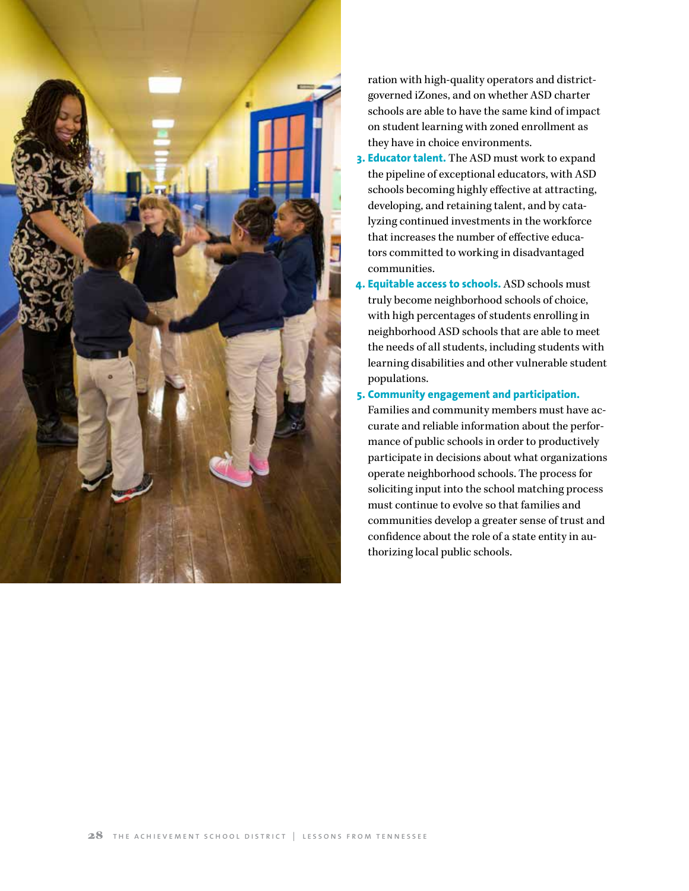ration with high-quality operators and district-governed iZones, and on whether ASD charter schools are able to have the same kind of impact on student learning with zoned enrollment as they have in choice environments.

3. **Educator talent.** The ASD must work to expand the pipeline of exceptional educators, with ASD schools becoming highly effective at attracting, developing, and retaining talent, and by catalyzing continued investments in the workforce that increases the number of effective educators committed to working in disadvantaged communities.
4. **Equitable access to schools.** ASD schools must truly become neighborhood schools of choice, with high percentages of students enrolling in neighborhood ASD schools that are able to meet the needs of all students, including students with learning disabilities and other vulnerable student populations.
5. **Community engagement and participation.** Families and community members must have accurate and reliable information about the performance of public schools in order to productively participate in decisions about what organizations operate neighborhood schools. The process for soliciting input into the school matching process must continue to evolve so that families and communities develop a greater sense of trust and confidence about the role of a state entity in authorizing local public schools.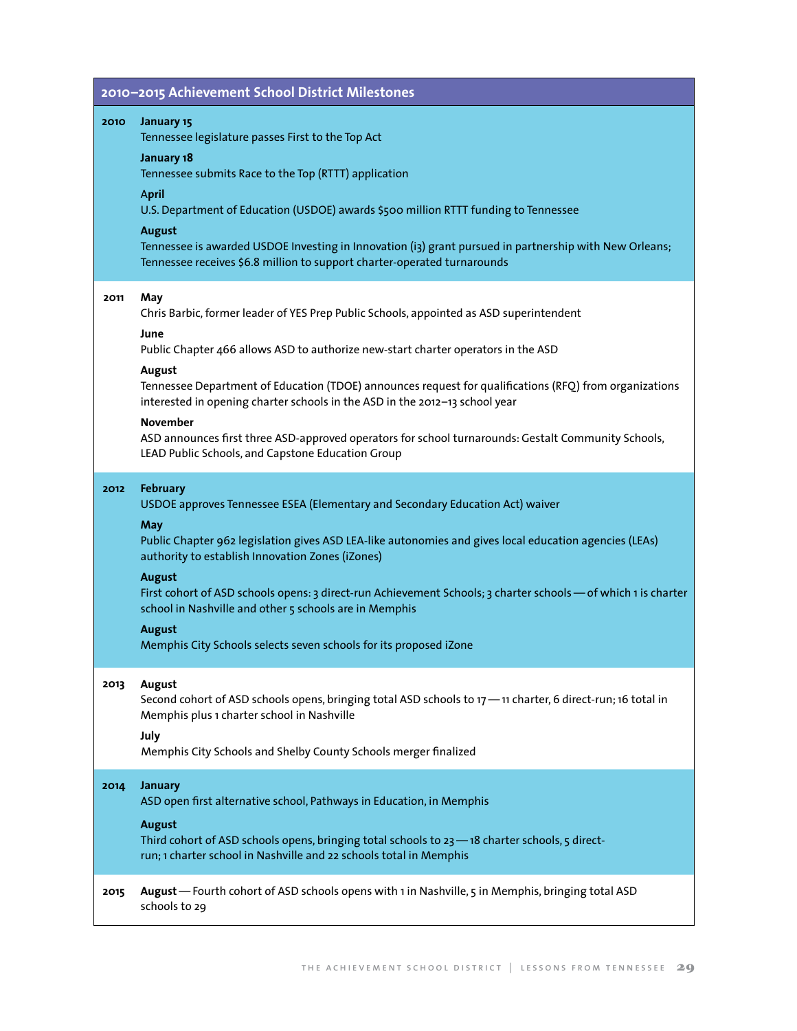## 2010–2015 Achievement School District Milestones

**2010**

**January 15**
Tennessee legislature passes First to the Top Act

**January 18**
Tennessee submits Race to the Top (RTTT) application

**April**
U.S. Department of Education (USDOE) awards $500 million RTTT funding to Tennessee

**August**
Tennessee is awarded USDOE Investing in Innovation (i3) grant pursued in partnership with New Orleans; Tennessee receives $6.8 million to support charter-operated turnarounds

**2011**

**May**
Chris Barbic, former leader of YES Prep Public Schools, appointed as ASD superintendent

**June**
Public Chapter 466 allows ASD to authorize new-start charter operators in the ASD

**August**
Tennessee Department of Education (TDOE) announces request for qualifications (RFQ) from organizations interested in opening charter schools in the ASD in the 2012–13 school year

**November**
ASD announces first three ASD-approved operators for school turnarounds: Gestalt Community Schools, LEAD Public Schools, and Capstone Education Group

**2012**

**February**
USDOE approves Tennessee ESEA (Elementary and Secondary Education Act) waiver

**May**
Public Chapter 962 legislation gives ASD LEA-like autonomies and gives local education agencies (LEAs) authority to establish Innovation Zones (iZones)

**August**
First cohort of ASD schools opens: 3 direct-run Achievement Schools; 3 charter schools — of which 1 is charter school in Nashville and other 5 schools are in Memphis

**August**
Memphis City Schools selects seven schools for its proposed iZone

**2013**

**August**
Second cohort of ASD schools opens, bringing total ASD schools to 17 — 11 charter, 6 direct-run; 16 total in Memphis plus 1 charter school in Nashville

**July**
Memphis City Schools and Shelby County Schools merger finalized

**2014**

**January**
ASD open first alternative school, Pathways in Education, in Memphis

**August**
Third cohort of ASD schools opens, bringing total schools to 23 — 18 charter schools, 5 direct-run; 1 charter school in Nashville and 22 schools total in Memphis

**2015**

**August** — Fourth cohort of ASD schools opens with 1 in Nashville, 5 in Memphis, bringing total ASD schools to 29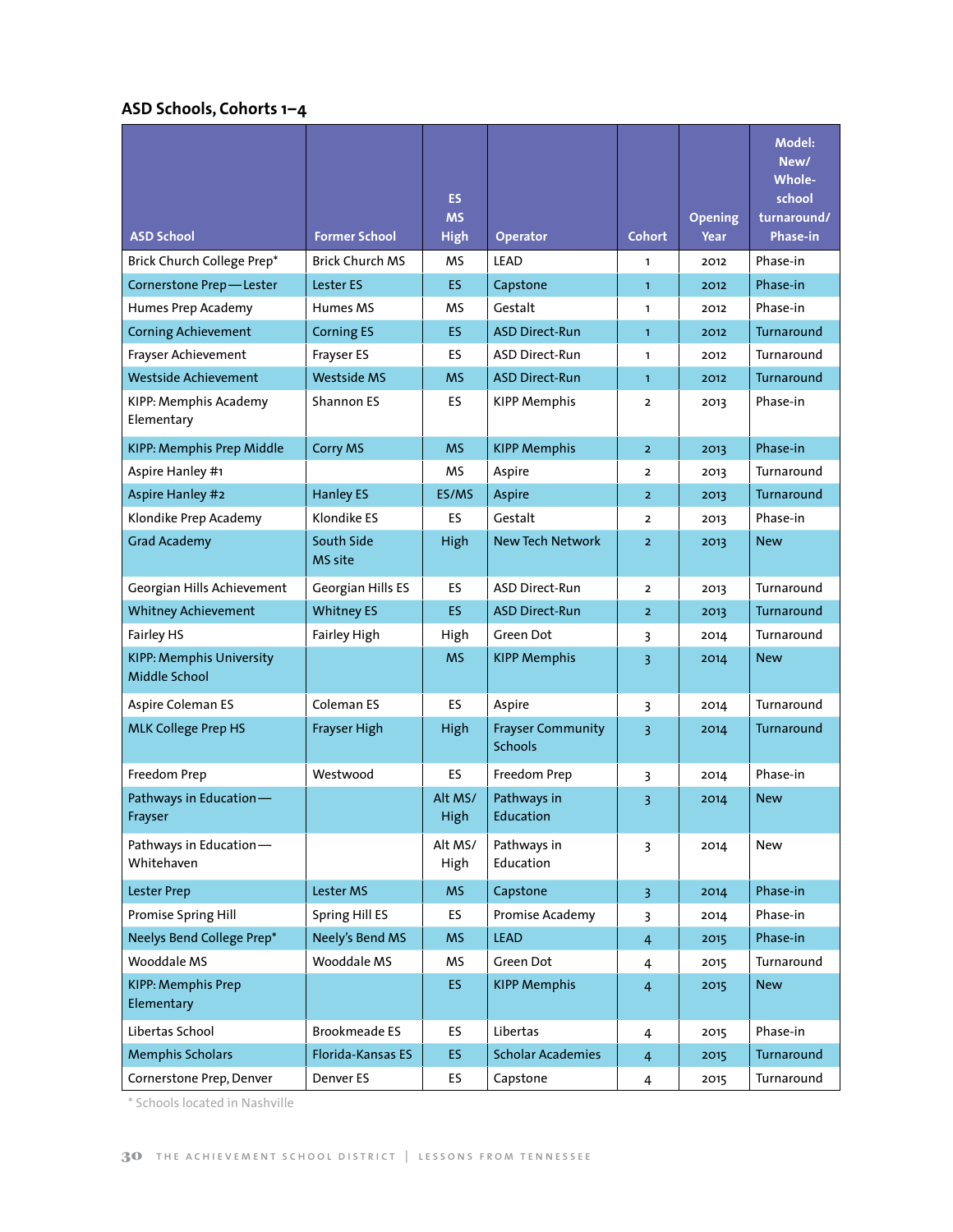## ASD Schools, Cohorts 1–4

| ASD School | Former School | ES MS High | Operator | Cohort | Opening Year | Model: New/ Whole-school turnaround/ Phase-in |
|---|---|---|---|---|---|---|
| Brick Church College Prep* | Brick Church MS | MS | LEAD | 1 | 2012 | Phase-in |
| Cornerstone Prep—Lester | Lester ES | ES | Capstone | 1 | 2012 | Phase-in |
| Humes Prep Academy | Humes MS | MS | Gestalt | 1 | 2012 | Phase-in |
| Corning Achievement | Corning ES | ES | ASD Direct-Run | 1 | 2012 | Turnaround |
| Frayser Achievement | Frayser ES | ES | ASD Direct-Run | 1 | 2012 | Turnaround |
| Westside Achievement | Westside MS | MS | ASD Direct-Run | 1 | 2012 | Turnaround |
| KIPP: Memphis Academy Elementary | Shannon ES | ES | KIPP Memphis | 2 | 2013 | Phase-in |
| KIPP: Memphis Prep Middle | Corry MS | MS | KIPP Memphis | 2 | 2013 | Phase-in |
| Aspire Hanley #1 | | MS | Aspire | 2 | 2013 | Turnaround |
| Aspire Hanley #2 | Hanley ES | ES/MS | Aspire | 2 | 2013 | Turnaround |
| Klondike Prep Academy | Klondike ES | ES | Gestalt | 2 | 2013 | Phase-in |
| Grad Academy | South Side MS site | High | New Tech Network | 2 | 2013 | New |
| Georgian Hills Achievement | Georgian Hills ES | ES | ASD Direct-Run | 2 | 2013 | Turnaround |
| Whitney Achievement | Whitney ES | ES | ASD Direct-Run | 2 | 2013 | Turnaround |
| Fairley HS | Fairley High | High | Green Dot | 3 | 2014 | Turnaround |
| KIPP: Memphis University Middle School | | MS | KIPP Memphis | 3 | 2014 | New |
| Aspire Coleman ES | Coleman ES | ES | Aspire | 3 | 2014 | Turnaround |
| MLK College Prep HS | Frayser High | High | Frayser Community Schools | 3 | 2014 | Turnaround |
| Freedom Prep | Westwood | ES | Freedom Prep | 3 | 2014 | Phase-in |
| Pathways in Education—Frayser | | Alt MS/ High | Pathways in Education | 3 | 2014 | New |
| Pathways in Education—Whitehaven | | Alt MS/ High | Pathways in Education | 3 | 2014 | New |
| Lester Prep | Lester MS | MS | Capstone | 3 | 2014 | Phase-in |
| Promise Spring Hill | Spring Hill ES | ES | Promise Academy | 3 | 2014 | Phase-in |
| Neelys Bend College Prep* | Neely's Bend MS | MS | LEAD | 4 | 2015 | Phase-in |
| Wooddale MS | Wooddale MS | MS | Green Dot | 4 | 2015 | Turnaround |
| KIPP: Memphis Prep Elementary | | ES | KIPP Memphis | 4 | 2015 | New |
| Libertas School | Brookmeade ES | ES | Libertas | 4 | 2015 | Phase-in |
| Memphis Scholars | Florida-Kansas ES | ES | Scholar Academies | 4 | 2015 | Turnaround |
| Cornerstone Prep, Denver | Denver ES | ES | Capstone | 4 | 2015 | Turnaround |

* Schools located in Nashville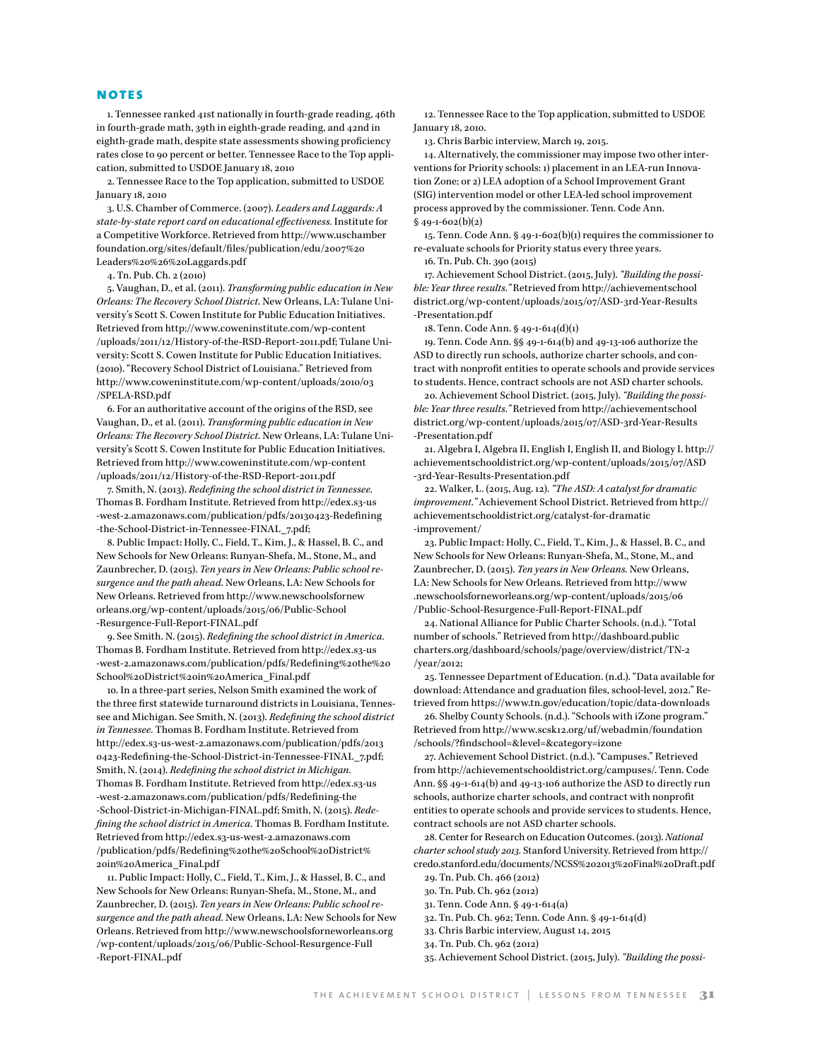## NOTES

1. Tennessee ranked 41st nationally in fourth-grade reading, 46th in fourth-grade math, 39th in eighth-grade reading, and 42nd in eighth-grade math, despite state assessments showing proficiency rates close to 90 percent or better. Tennessee Race to the Top application, submitted to USDOE January 18, 2010

2. Tennessee Race to the Top application, submitted to USDOE January 18, 2010

3. U.S. Chamber of Commerce. (2007). *Leaders and Laggards: A state-by-state report card on educational effectiveness.* Institute for a Competitive Workforce. Retrieved from http://www.uschamberfoundation.org/sites/default/files/publication/edu/2007%20Leaders%20%26%20Laggards.pdf

4. Tn. Pub. Ch. 2 (2010)

5. Vaughan, D., et al. (2011). *Transforming public education in New Orleans: The Recovery School District.* New Orleans, LA: Tulane University's Scott S. Cowen Institute for Public Education Initiatives. Retrieved from http://www.coweninstitute.com/wp-content/uploads/2011/12/History-of-the-RSD-Report-2011.pdf; Tulane University: Scott S. Cowen Institute for Public Education Initiatives. (2010). "Recovery School District of Louisiana." Retrieved from http://www.coweninstitute.com/wp-content/uploads/2010/03/SPELA-RSD.pdf

6. For an authoritative account of the origins of the RSD, see Vaughan, D., et al. (2011). *Transforming public education in New Orleans: The Recovery School District.* New Orleans, LA: Tulane University's Scott S. Cowen Institute for Public Education Initiatives. Retrieved from http://www.coweninstitute.com/wp-content/uploads/2011/12/History-of-the-RSD-Report-2011.pdf

7. Smith, N. (2013). *Redefining the school district in Tennessee.* Thomas B. Fordham Institute. Retrieved from http://edex.s3-us-west-2.amazonaws.com/publication/pdfs/20130423-Redefining-the-School-District-in-Tennessee-FINAL_7.pdf;

8. Public Impact: Holly, C., Field, T., Kim, J., & Hassel, B. C., and New Schools for New Orleans: Runyan-Shefa, M., Stone, M., and Zaunbrecher, D. (2015). *Ten years in New Orleans: Public school resurgence and the path ahead.* New Orleans, LA: New Schools for New Orleans. Retrieved from http://www.newschoolsforneworleans.org/wp-content/uploads/2015/06/Public-School-Resurgence-Full-Report-FINAL.pdf

9. See Smith. N. (2015). *Redefining the school district in America.* Thomas B. Fordham Institute. Retrieved from http://edex.s3-us-west-2.amazonaws.com/publication/pdfs/Redefining%20the%20School%20District%20in%20America_Final.pdf

10. In a three-part series, Nelson Smith examined the work of the three first statewide turnaround districts in Louisiana, Tennessee and Michigan. See Smith, N. (2013). *Redefining the school district in Tennessee.* Thomas B. Fordham Institute. Retrieved from http://edex.s3-us-west-2.amazonaws.com/publication/pdfs/20130423-Redefining-the-School-District-in-Tennessee-FINAL_7.pdf; Smith, N. (2014). *Redefining the school district in Michigan.* Thomas B. Fordham Institute. Retrieved from http://edex.s3-us-west-2.amazonaws.com/publication/pdfs/Redefining-the-School-District-in-Michigan-FINAL.pdf; Smith, N. (2015). *Redefining the school district in America.* Thomas B. Fordham Institute. Retrieved from http://edex.s3-us-west-2.amazonaws.com/publication/pdfs/Redefining%20the%20School%20District%20in%20America_Final.pdf

11. Public Impact: Holly, C., Field, T., Kim, J., & Hassel, B. C., and New Schools for New Orleans: Runyan-Shefa, M., Stone, M., and Zaunbrecher, D. (2015). *Ten years in New Orleans: Public school resurgence and the path ahead.* New Orleans, LA: New Schools for New Orleans. Retrieved from http://www.newschoolsforneworleans.org/wp-content/uploads/2015/06/Public-School-Resurgence-Full-Report-FINAL.pdf

12. Tennessee Race to the Top application, submitted to USDOE January 18, 2010.

13. Chris Barbic interview, March 19, 2015.

14. Alternatively, the commissioner may impose two other interventions for Priority schools: 1) placement in an LEA-run Innovation Zone; or 2) LEA adoption of a School Improvement Grant (SIG) intervention model or other LEA-led school improvement process approved by the commissioner. Tenn. Code Ann. § 49-1-602(b)(2)

15. Tenn. Code Ann. § 49-1-602(b)(1) requires the commissioner to re-evaluate schools for Priority status every three years.

16. Tn. Pub. Ch. 390 (2015)

17. Achievement School District. (2015, July). *"Building the possible: Year three results."* Retrieved from http://achievementschooldistrict.org/wp-content/uploads/2015/07/ASD-3rd-Year-Results-Presentation.pdf

18. Tenn. Code Ann. § 49-1-614(d)(1)

19. Tenn. Code Ann. §§ 49-1-614(b) and 49-13-106 authorize the ASD to directly run schools, authorize charter schools, and contract with nonprofit entities to operate schools and provide services to students. Hence, contract schools are not ASD charter schools.

20. Achievement School District. (2015, July). *"Building the possible: Year three results."* Retrieved from http://achievementschooldistrict.org/wp-content/uploads/2015/07/ASD-3rd-Year-Results-Presentation.pdf

21. Algebra I, Algebra II, English I, English II, and Biology I. http://achievementschooldistrict.org/wp-content/uploads/2015/07/ASD-3rd-Year-Results-Presentation.pdf

22. Walker, L. (2015, Aug. 12). *"The ASD: A catalyst for dramatic improvement."* Achievement School District. Retrieved from http://achievementschooldistrict.org/catalyst-for-dramatic-improvement/

23. Public Impact: Holly, C., Field, T., Kim, J., & Hassel, B. C., and New Schools for New Orleans: Runyan-Shefa, M., Stone, M., and Zaunbrecher, D. (2015). *Ten years in New Orleans.* New Orleans, LA: New Schools for New Orleans. Retrieved from http://www.newschoolsforneworleans.org/wp-content/uploads/2015/06/Public-School-Resurgence-Full-Report-FINAL.pdf

24. National Alliance for Public Charter Schools. (n.d.). "Total number of schools." Retrieved from http://dashboard.publiccharters.org/dashboard/schools/page/overview/district/TN-2/year/2012;

25. Tennessee Department of Education. (n.d.). "Data available for download: Attendance and graduation files, school-level, 2012." Retrieved from https://www.tn.gov/education/topic/data-downloads

26. Shelby County Schools. (n.d.). "Schools with iZone program." Retrieved from http://www.scsk12.org/uf/webadmin/foundation/schools/?findschool=&level=&category=izone

27. Achievement School District. (n.d.). "Campuses." Retrieved from http://achievementschooldistrict.org/campuses/. Tenn. Code Ann. §§ 49-1-614(b) and 49-13-106 authorize the ASD to directly run schools, authorize charter schools, and contract with nonprofit entities to operate schools and provide services to students. Hence, contract schools are not ASD charter schools.

28. Center for Research on Education Outcomes. (2013). *National charter school study 2013.* Stanford University. Retrieved from http://credo.stanford.edu/documents/NCSS%202013%20Final%20Draft.pdf

29. Tn. Pub. Ch. 466 (2012)

30. Tn. Pub. Ch. 962 (2012)

31. Tenn. Code Ann. § 49-1-614(a)

32. Tn. Pub. Ch. 962; Tenn. Code Ann. § 49-1-614(d)

33. Chris Barbic interview, August 14, 2015

34. Tn. Pub. Ch. 962 (2012)

35. Achievement School District. (2015, July). *"Building the possi-*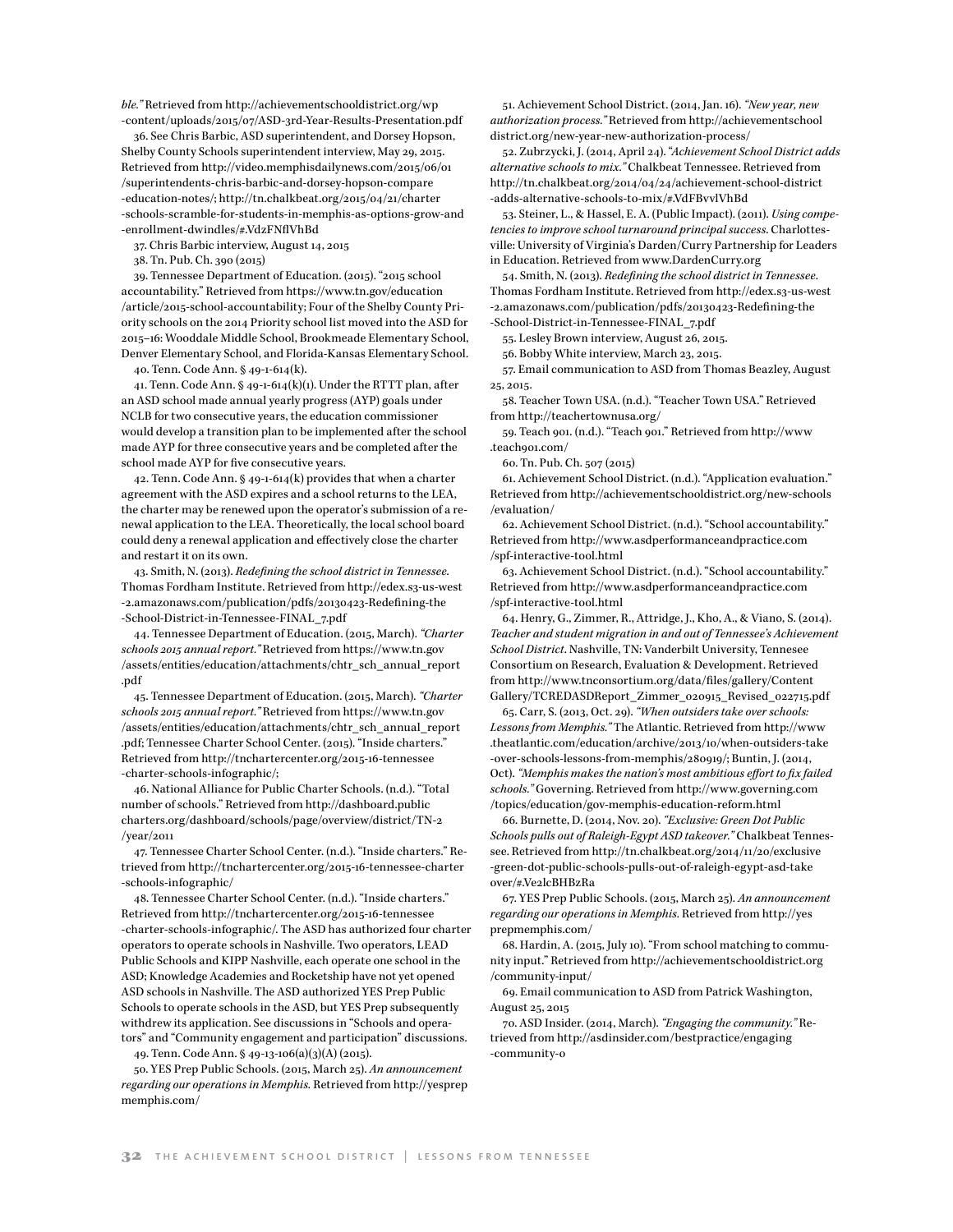*ble."* Retrieved from http://achievementschooldistrict.org/wp-content/uploads/2015/07/ASD-3rd-Year-Results-Presentation.pdf

36. See Chris Barbic, ASD superintendent, and Dorsey Hopson, Shelby County Schools superintendent interview, May 29, 2015. Retrieved from http://video.memphisdailynews.com/2015/06/01/superintendents-chris-barbic-and-dorsey-hopson-compare-education-notes/; http://tn.chalkbeat.org/2015/04/21/charter-schools-scramble-for-students-in-memphis-as-options-grow-and-enrollment-dwindles/#.VdzFNflVhBd

37. Chris Barbic interview, August 14, 2015

38. Tn. Pub. Ch. 390 (2015)

39. Tennessee Department of Education. (2015). "2015 school accountability." Retrieved from https://www.tn.gov/education/article/2015-school-accountability; Four of the Shelby County Priority schools on the 2014 Priority school list moved into the ASD for 2015–16: Wooddale Middle School, Brookmeade Elementary School, Denver Elementary School, and Florida-Kansas Elementary School.

40. Tenn. Code Ann. § 49-1-614(k).

41. Tenn. Code Ann. § 49-1-614(k)(1). Under the RTTT plan, after an ASD school made annual yearly progress (AYP) goals under NCLB for two consecutive years, the education commissioner would develop a transition plan to be implemented after the school made AYP for three consecutive years and be completed after the school made AYP for five consecutive years.

42. Tenn. Code Ann. § 49-1-614(k) provides that when a charter agreement with the ASD expires and a school returns to the LEA, the charter may be renewed upon the operator's submission of a renewal application to the LEA. Theoretically, the local school board could deny a renewal application and effectively close the charter and restart it on its own.

43. Smith, N. (2013). *Redefining the school district in Tennessee.* Thomas Fordham Institute. Retrieved from http://edex.s3-us-west-2.amazonaws.com/publication/pdfs/20130423-Redefining-the-School-District-in-Tennessee-FINAL_7.pdf

44. Tennessee Department of Education. (2015, March). *"Charter schools 2015 annual report."* Retrieved from https://www.tn.gov/assets/entities/education/attachments/chtr_sch_annual_report.pdf

45. Tennessee Department of Education. (2015, March). *"Charter schools 2015 annual report."* Retrieved from https://www.tn.gov/assets/entities/education/attachments/chtr_sch_annual_report.pdf; Tennessee Charter School Center. (2015). "Inside charters." Retrieved from http://tnchartercenter.org/2015-16-tennessee-charter-schools-infographic/;

46. National Alliance for Public Charter Schools. (n.d.). "Total number of schools." Retrieved from http://dashboard.publiccharters.org/dashboard/schools/page/overview/district/TN-2/year/2011

47. Tennessee Charter School Center. (n.d.). "Inside charters." Retrieved from http://tnchartercenter.org/2015-16-tennessee-charter-schools-infographic/

48. Tennessee Charter School Center. (n.d.). "Inside charters." Retrieved from http://tnchartercenter.org/2015-16-tennessee-charter-schools-infographic/. The ASD has authorized four charter operators to operate schools in Nashville. Two operators, LEAD Public Schools and KIPP Nashville, each operate one school in the ASD; Knowledge Academies and Rocketship have not yet opened ASD schools in Nashville. The ASD authorized YES Prep Public Schools to operate schools in the ASD, but YES Prep subsequently withdrew its application. See discussions in "Schools and operators" and "Community engagement and participation" discussions.

49. Tenn. Code Ann. § 49-13-106(a)(3)(A) (2015).

50. YES Prep Public Schools. (2015, March 25). *An announcement regarding our operations in Memphis.* Retrieved from http://yesprepmemphis.com/

51. Achievement School District. (2014, Jan. 16). *"New year, new authorization process."* Retrieved from http://achievementschooldistrict.org/new-year-new-authorization-process/

52. Zubrzycki, J. (2014, April 24). *"Achievement School District adds alternative schools to mix."* Chalkbeat Tennessee. Retrieved from http://tn.chalkbeat.org/2014/04/24/achievement-school-district-adds-alternative-schools-to-mix/#.VdFBvvlVhBd

53. Steiner, L., & Hassel, E. A. (Public Impact). (2011). *Using competencies to improve school turnaround principal success.* Charlottesville: University of Virginia's Darden/Curry Partnership for Leaders in Education. Retrieved from www.DardenCurry.org

54. Smith, N. (2013). *Redefining the school district in Tennessee.* Thomas Fordham Institute. Retrieved from http://edex.s3-us-west-2.amazonaws.com/publication/pdfs/20130423-Redefining-the-School-District-in-Tennessee-FINAL_7.pdf

55. Lesley Brown interview, August 26, 2015.

56. Bobby White interview, March 23, 2015.

57. Email communication to ASD from Thomas Beazley, August 25, 2015.

58. Teacher Town USA. (n.d.). "Teacher Town USA." Retrieved from http://teachertownusa.org/

59. Teach 901. (n.d.). "Teach 901." Retrieved from http://www.teach901.com/

60. Tn. Pub. Ch. 507 (2015)

61. Achievement School District. (n.d.). "Application evaluation." Retrieved from http://achievementschooldistrict.org/new-schools/evaluation/

62. Achievement School District. (n.d.). "School accountability." Retrieved from http://www.asdperformanceandpractice.com/spf-interactive-tool.html

63. Achievement School District. (n.d.). "School accountability." Retrieved from http://www.asdperformanceandpractice.com/spf-interactive-tool.html

64. Henry, G., Zimmer, R., Attridge, J., Kho, A., & Viano, S. (2014). *Teacher and student migration in and out of Tennessee's Achievement School District.* Nashville, TN: Vanderbilt University, Tennessee Consortium on Research, Evaluation & Development. Retrieved from http://www.tnconsortium.org/data/files/gallery/ContentGallery/TCREDASDReport_Zimmer_020915_Revised_022715.pdf

65. Carr, S. (2013, Oct. 29). *"When outsiders take over schools: Lessons from Memphis."* The Atlantic. Retrieved from http://www.theatlantic.com/education/archive/2013/10/when-outsiders-take-over-schools-lessons-from-memphis/280919/; Buntin, J. (2014, Oct). *"Memphis makes the nation's most ambitious effort to fix failed schools."* Governing. Retrieved from http://www.governing.com/topics/education/gov-memphis-education-reform.html

66. Burnette, D. (2014, Nov. 20). *"Exclusive: Green Dot Public Schools pulls out of Raleigh-Egypt ASD takeover."* Chalkbeat Tennessee. Retrieved from http://tn.chalkbeat.org/2014/11/20/exclusive-green-dot-public-schools-pulls-out-of-raleigh-egypt-asd-takeover/#.Ve2lcBHBzRa

67. YES Prep Public Schools. (2015, March 25). *An announcement regarding our operations in Memphis.* Retrieved from http://yesprepmemphis.com/

68. Hardin, A. (2015, July 10). "From school matching to community input." Retrieved from http://achievementschooldistrict.org/community-input/

69. Email communication to ASD from Patrick Washington, August 25, 2015

70. ASD Insider. (2014, March). *"Engaging the community."* Retrieved from http://asdinsider.com/bestpractice/engaging-community-0